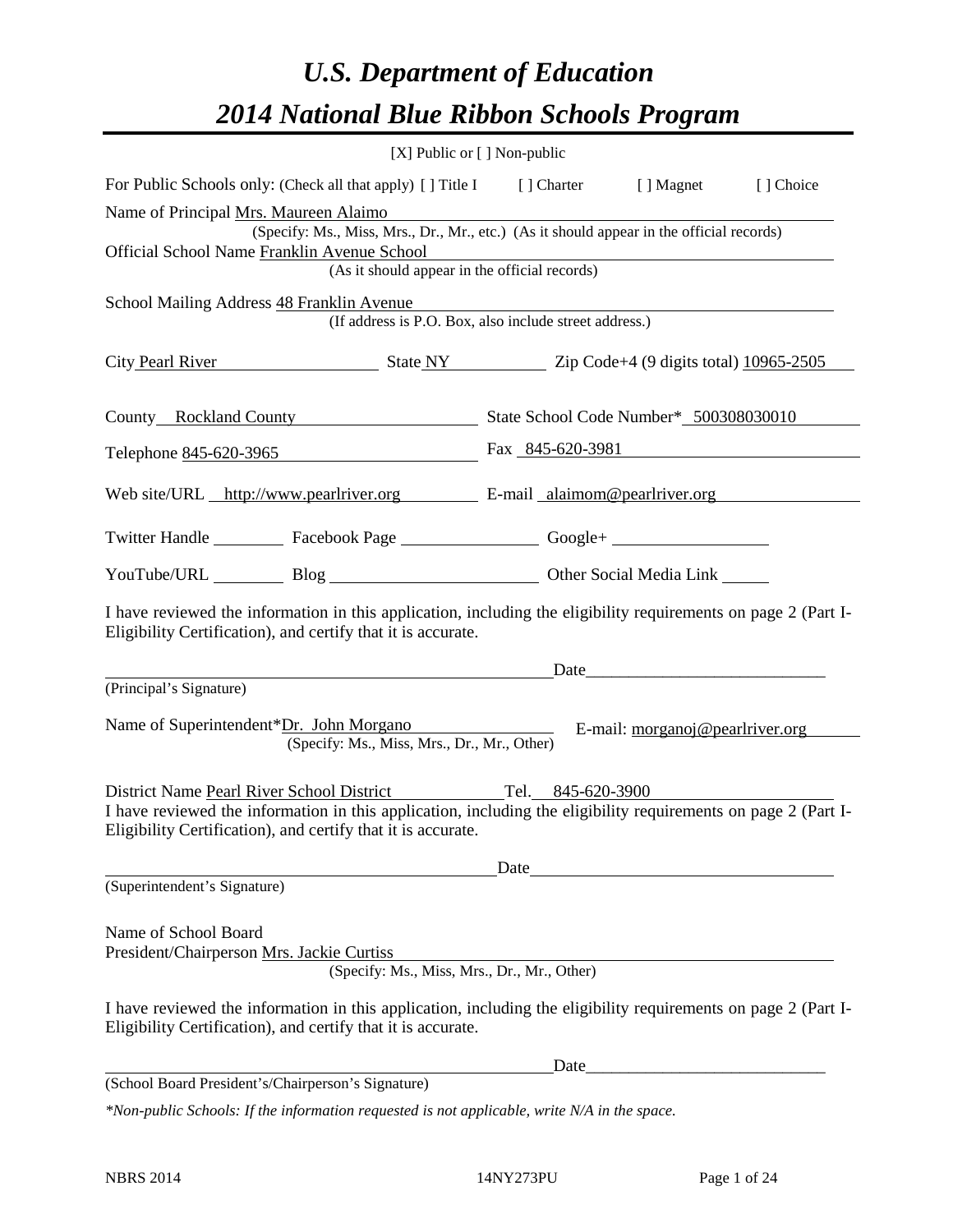# U.S. Department of Education

# 2014 National Blue Ribbon Schools Program

[X] Public or [ ] Non-public

For Public Schools only: (Check all that apply) [ ] Title I [ ] Charter [ ] Magnet [ ] Choice

Name of Principal Mrs. Maureen Alaimo
(Specify: Ms., Miss, Mrs., Dr., Mr., etc.) (As it should appear in the official records)

Official School Name Franklin Avenue School
(As it should appear in the official records)

School Mailing Address 48 Franklin Avenue
(If address is P.O. Box, also include street address.)

City Pearl River State NY Zip Code+4 (9 digits total) 10965-2505

County Rockland County State School Code Number* 500308030010

Telephone 845-620-3965 Fax 845-620-3981

Web site/URL http://www.pearlriver.org E-mail alaimom@pearlriver.org

Twitter Handle ________ Facebook Page ________ Google+ ________

YouTube/URL ________ Blog ________ Other Social Media Link ________

I have reviewed the information in this application, including the eligibility requirements on page 2 (Part I-Eligibility Certification), and certify that it is accurate.

_________________________________ Date_________________
(Principal's Signature)

Name of Superintendent*Dr. John Morgano E-mail: morganoj@pearlriver.org
(Specify: Ms., Miss, Mrs., Dr., Mr., Other)

District Name Pearl River School District Tel. 845-620-3900

I have reviewed the information in this application, including the eligibility requirements on page 2 (Part I-Eligibility Certification), and certify that it is accurate.

_________________________________ Date_________________
(Superintendent's Signature)

Name of School Board
President/Chairperson Mrs. Jackie Curtiss
(Specify: Ms., Miss, Mrs., Dr., Mr., Other)

I have reviewed the information in this application, including the eligibility requirements on page 2 (Part I-Eligibility Certification), and certify that it is accurate.

_________________________________ Date_________________
(School Board President's/Chairperson's Signature)

*\*Non-public Schools: If the information requested is not applicable, write N/A in the space.*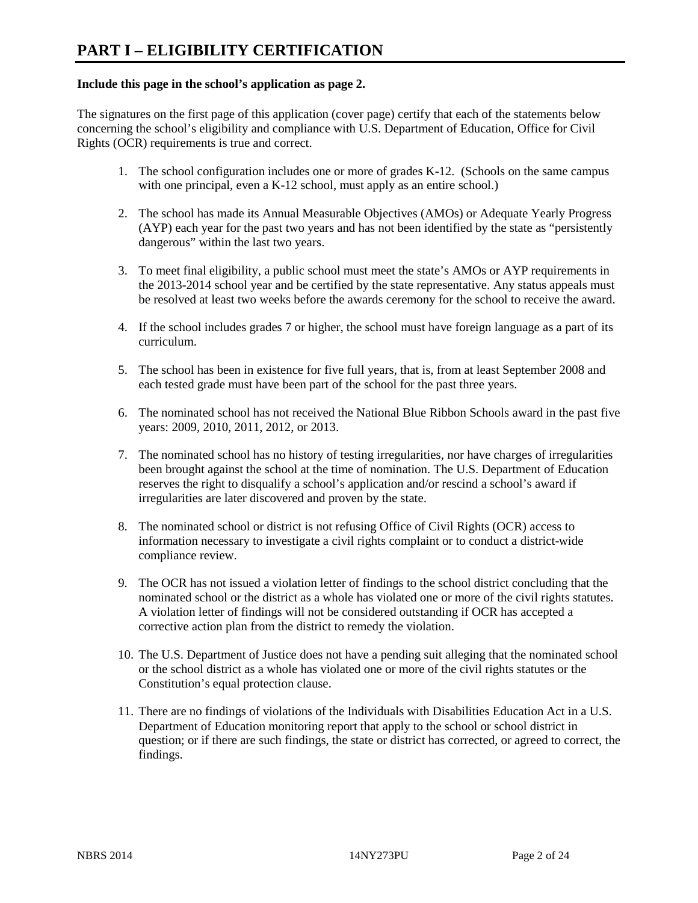# PART I – ELIGIBILITY CERTIFICATION

**Include this page in the school's application as page 2.**

The signatures on the first page of this application (cover page) certify that each of the statements below concerning the school's eligibility and compliance with U.S. Department of Education, Office for Civil Rights (OCR) requirements is true and correct.

1. The school configuration includes one or more of grades K-12. (Schools on the same campus with one principal, even a K-12 school, must apply as an entire school.)

2. The school has made its Annual Measurable Objectives (AMOs) or Adequate Yearly Progress (AYP) each year for the past two years and has not been identified by the state as "persistently dangerous" within the last two years.

3. To meet final eligibility, a public school must meet the state's AMOs or AYP requirements in the 2013-2014 school year and be certified by the state representative. Any status appeals must be resolved at least two weeks before the awards ceremony for the school to receive the award.

4. If the school includes grades 7 or higher, the school must have foreign language as a part of its curriculum.

5. The school has been in existence for five full years, that is, from at least September 2008 and each tested grade must have been part of the school for the past three years.

6. The nominated school has not received the National Blue Ribbon Schools award in the past five years: 2009, 2010, 2011, 2012, or 2013.

7. The nominated school has no history of testing irregularities, nor have charges of irregularities been brought against the school at the time of nomination. The U.S. Department of Education reserves the right to disqualify a school's application and/or rescind a school's award if irregularities are later discovered and proven by the state.

8. The nominated school or district is not refusing Office of Civil Rights (OCR) access to information necessary to investigate a civil rights complaint or to conduct a district-wide compliance review.

9. The OCR has not issued a violation letter of findings to the school district concluding that the nominated school or the district as a whole has violated one or more of the civil rights statutes. A violation letter of findings will not be considered outstanding if OCR has accepted a corrective action plan from the district to remedy the violation.

10. The U.S. Department of Justice does not have a pending suit alleging that the nominated school or the school district as a whole has violated one or more of the civil rights statutes or the Constitution's equal protection clause.

11. There are no findings of violations of the Individuals with Disabilities Education Act in a U.S. Department of Education monitoring report that apply to the school or school district in question; or if there are such findings, the state or district has corrected, or agreed to correct, the findings.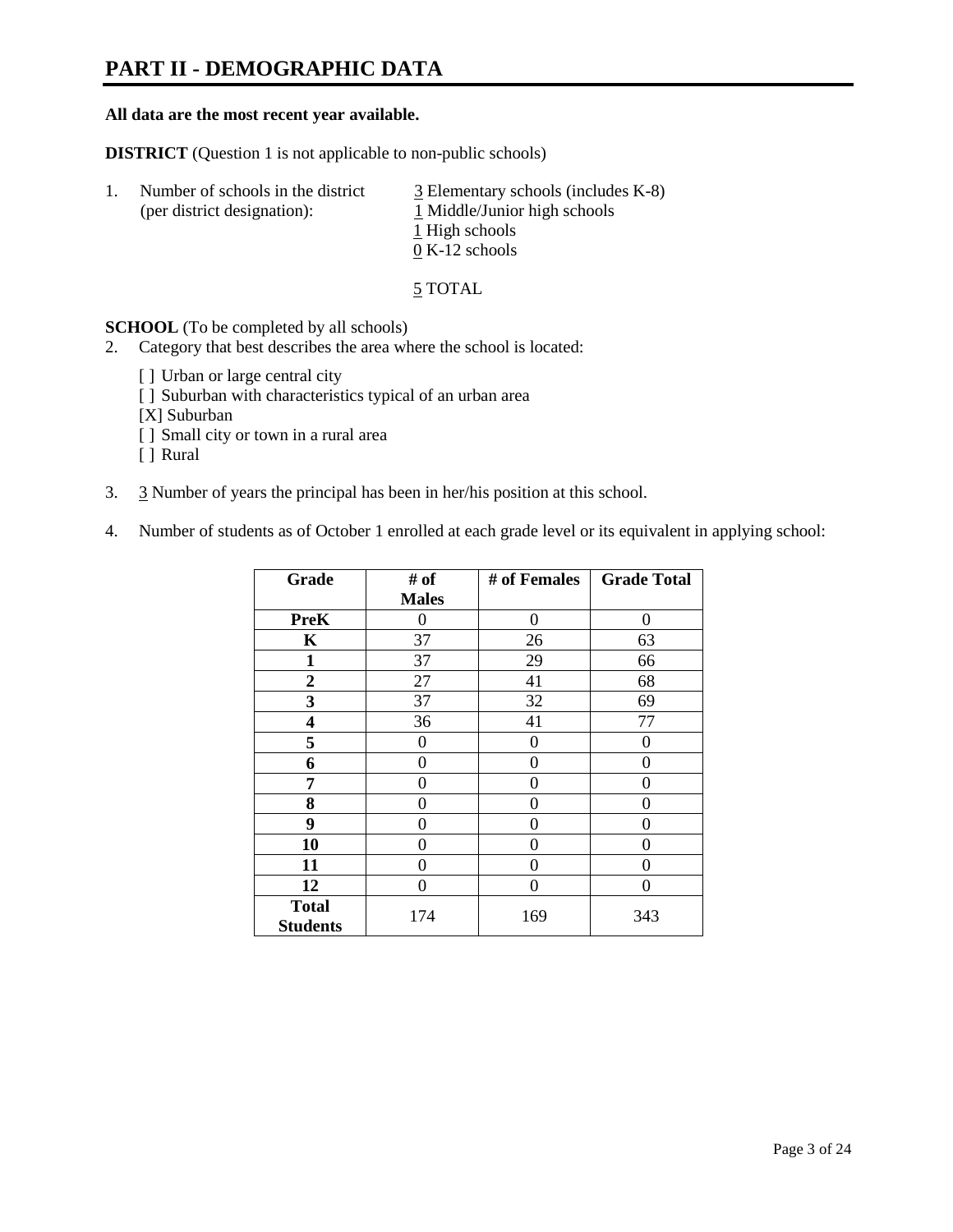# PART II - DEMOGRAPHIC DATA

**All data are the most recent year available.**

**DISTRICT** (Question 1 is not applicable to non-public schools)

1. Number of schools in the district (per district designation):
   - 3 Elementary schools (includes K-8)
   - 1 Middle/Junior high schools
   - 1 High schools
   - 0 K-12 schools

   5 TOTAL

**SCHOOL** (To be completed by all schools)

2. Category that best describes the area where the school is located:

   [ ] Urban or large central city
   [ ] Suburban with characteristics typical of an urban area
   [X] Suburban
   [ ] Small city or town in a rural area
   [ ] Rural

3. 3 Number of years the principal has been in her/his position at this school.

4. Number of students as of October 1 enrolled at each grade level or its equivalent in applying school:

| Grade | # of Males | # of Females | Grade Total |
|---|---|---|---|
| **PreK** | 0 | 0 | 0 |
| **K** | 37 | 26 | 63 |
| **1** | 37 | 29 | 66 |
| **2** | 27 | 41 | 68 |
| **3** | 37 | 32 | 69 |
| **4** | 36 | 41 | 77 |
| **5** | 0 | 0 | 0 |
| **6** | 0 | 0 | 0 |
| **7** | 0 | 0 | 0 |
| **8** | 0 | 0 | 0 |
| **9** | 0 | 0 | 0 |
| **10** | 0 | 0 | 0 |
| **11** | 0 | 0 | 0 |
| **12** | 0 | 0 | 0 |
| **Total Students** | 174 | 169 | 343 |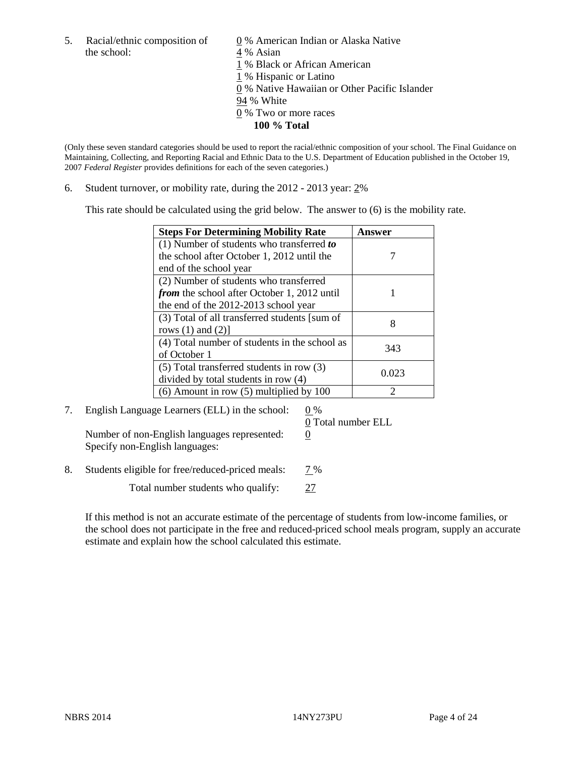5. Racial/ethnic composition of the school:

0 % American Indian or Alaska Native
4 % Asian
1 % Black or African American
1 % Hispanic or Latino
0 % Native Hawaiian or Other Pacific Islander
94 % White
0 % Two or more races
**100 % Total**

(Only these seven standard categories should be used to report the racial/ethnic composition of your school. The Final Guidance on Maintaining, Collecting, and Reporting Racial and Ethnic Data to the U.S. Department of Education published in the October 19, 2007 *Federal Register* provides definitions for each of the seven categories.)

6. Student turnover, or mobility rate, during the 2012 - 2013 year: 2%

This rate should be calculated using the grid below. The answer to (6) is the mobility rate.

| **Steps For Determining Mobility Rate** | **Answer** |
|---|---|
| (1) Number of students who transferred ***to*** the school after October 1, 2012 until the end of the school year | 7 |
| (2) Number of students who transferred ***from*** the school after October 1, 2012 until the end of the 2012-2013 school year | 1 |
| (3) Total of all transferred students [sum of rows (1) and (2)] | 8 |
| (4) Total number of students in the school as of October 1 | 343 |
| (5) Total transferred students in row (3) divided by total students in row (4) | 0.023 |
| (6) Amount in row (5) multiplied by 100 | 2 |

7. English Language Learners (ELL) in the school: 0 %
0 Total number ELL

Number of non-English languages represented: 0
Specify non-English languages:

8. Students eligible for free/reduced-priced meals: 7 %

Total number students who qualify: 27

If this method is not an accurate estimate of the percentage of students from low-income families, or the school does not participate in the free and reduced-priced school meals program, supply an accurate estimate and explain how the school calculated this estimate.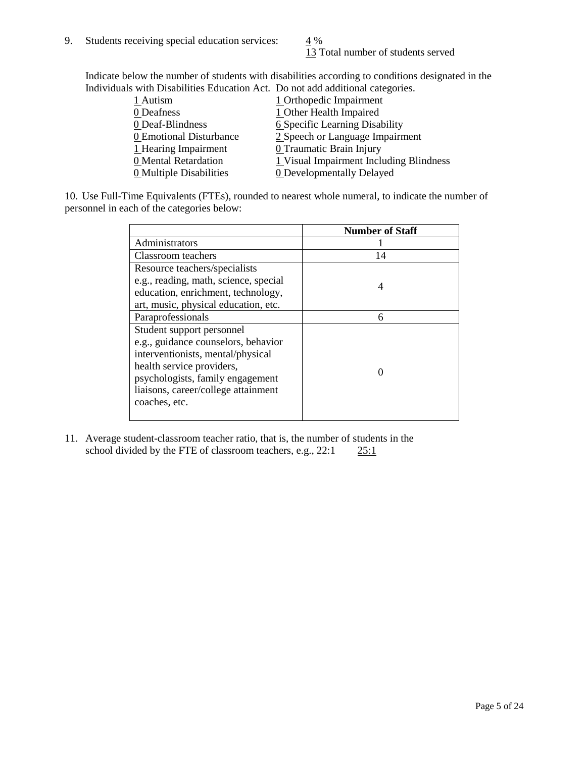9. Students receiving special education services: 4 %
   13 Total number of students served

Indicate below the number of students with disabilities according to conditions designated in the Individuals with Disabilities Education Act. Do not add additional categories.

| | |
|---|---|
| 1 Autism | 1 Orthopedic Impairment |
| 0 Deafness | 1 Other Health Impaired |
| 0 Deaf-Blindness | 6 Specific Learning Disability |
| 0 Emotional Disturbance | 2 Speech or Language Impairment |
| 1 Hearing Impairment | 0 Traumatic Brain Injury |
| 0 Mental Retardation | 1 Visual Impairment Including Blindness |
| 0 Multiple Disabilities | 0 Developmentally Delayed |

10. Use Full-Time Equivalents (FTEs), rounded to nearest whole numeral, to indicate the number of personnel in each of the categories below:

| | Number of Staff |
|---|---|
| Administrators | 1 |
| Classroom teachers | 14 |
| Resource teachers/specialists e.g., reading, math, science, special education, enrichment, technology, art, music, physical education, etc. | 4 |
| Paraprofessionals | 6 |
| Student support personnel e.g., guidance counselors, behavior interventionists, mental/physical health service providers, psychologists, family engagement liaisons, career/college attainment coaches, etc. | 0 |

11. Average student-classroom teacher ratio, that is, the number of students in the school divided by the FTE of classroom teachers, e.g., 22:1 25:1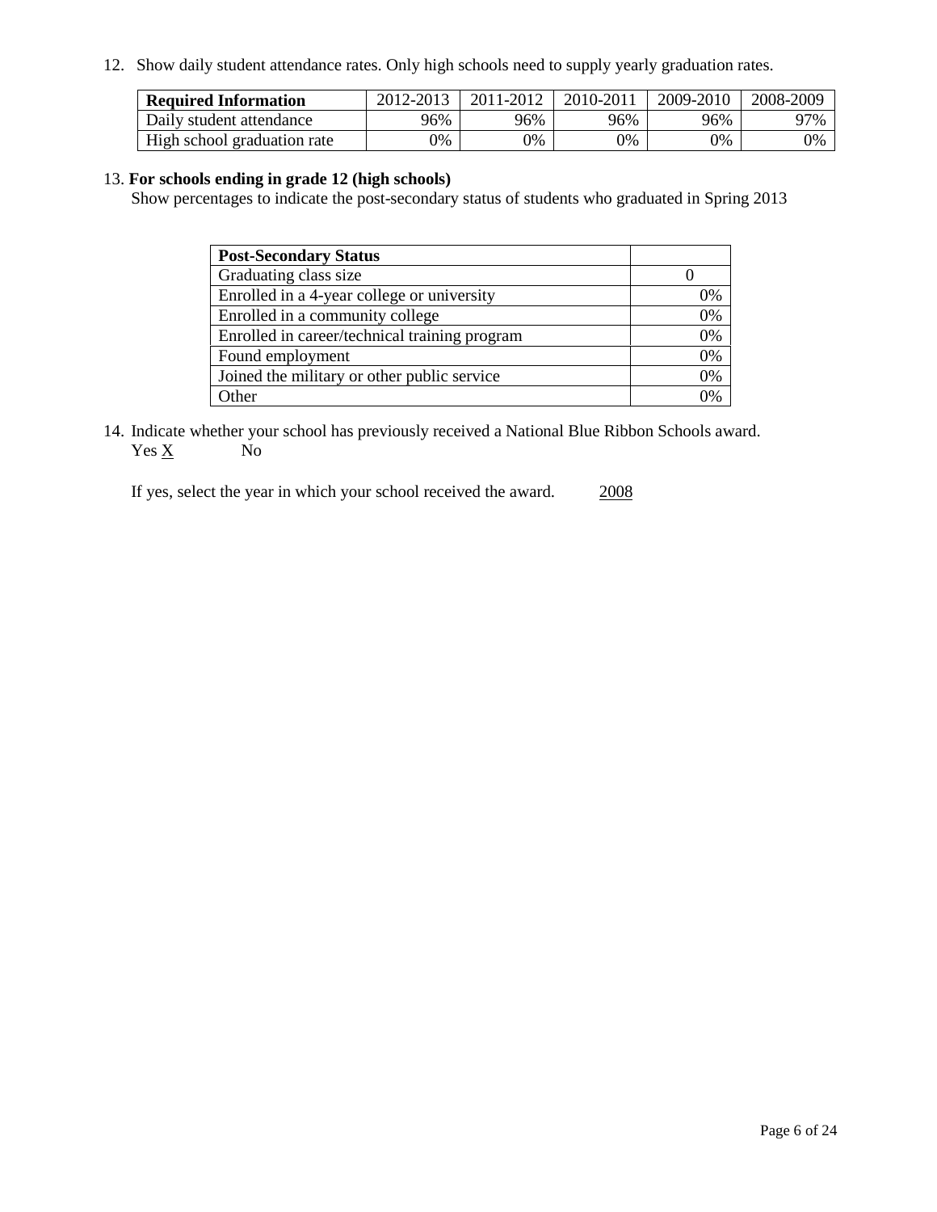12. Show daily student attendance rates. Only high schools need to supply yearly graduation rates.

| **Required Information** | 2012-2013 | 2011-2012 | 2010-2011 | 2009-2010 | 2008-2009 |
|---|---|---|---|---|---|
| Daily student attendance | 96% | 96% | 96% | 96% | 97% |
| High school graduation rate | 0% | 0% | 0% | 0% | 0% |

13. **For schools ending in grade 12 (high schools)**
Show percentages to indicate the post-secondary status of students who graduated in Spring 2013

| **Post-Secondary Status** | |
|---|---|
| Graduating class size | 0 |
| Enrolled in a 4-year college or university | 0% |
| Enrolled in a community college | 0% |
| Enrolled in career/technical training program | 0% |
| Found employment | 0% |
| Joined the military or other public service | 0% |
| Other | 0% |

14. Indicate whether your school has previously received a National Blue Ribbon Schools award.
Yes X No

If yes, select the year in which your school received the award. 2008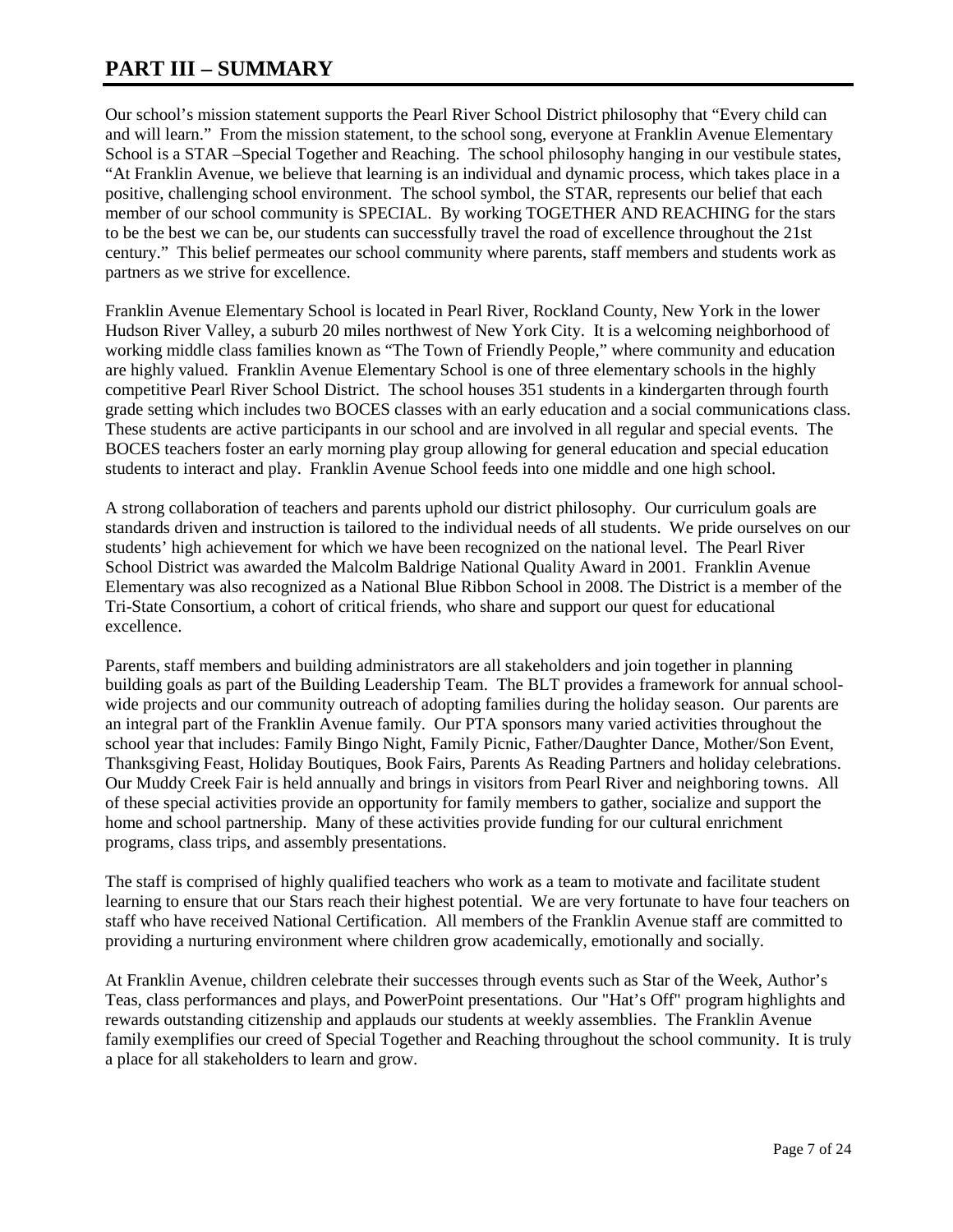# PART III – SUMMARY

Our school's mission statement supports the Pearl River School District philosophy that "Every child can and will learn." From the mission statement, to the school song, everyone at Franklin Avenue Elementary School is a STAR –Special Together and Reaching. The school philosophy hanging in our vestibule states, "At Franklin Avenue, we believe that learning is an individual and dynamic process, which takes place in a positive, challenging school environment. The school symbol, the STAR, represents our belief that each member of our school community is SPECIAL. By working TOGETHER AND REACHING for the stars to be the best we can be, our students can successfully travel the road of excellence throughout the 21st century." This belief permeates our school community where parents, staff members and students work as partners as we strive for excellence.

Franklin Avenue Elementary School is located in Pearl River, Rockland County, New York in the lower Hudson River Valley, a suburb 20 miles northwest of New York City. It is a welcoming neighborhood of working middle class families known as "The Town of Friendly People," where community and education are highly valued. Franklin Avenue Elementary School is one of three elementary schools in the highly competitive Pearl River School District. The school houses 351 students in a kindergarten through fourth grade setting which includes two BOCES classes with an early education and a social communications class. These students are active participants in our school and are involved in all regular and special events. The BOCES teachers foster an early morning play group allowing for general education and special education students to interact and play. Franklin Avenue School feeds into one middle and one high school.

A strong collaboration of teachers and parents uphold our district philosophy. Our curriculum goals are standards driven and instruction is tailored to the individual needs of all students. We pride ourselves on our students' high achievement for which we have been recognized on the national level. The Pearl River School District was awarded the Malcolm Baldrige National Quality Award in 2001. Franklin Avenue Elementary was also recognized as a National Blue Ribbon School in 2008. The District is a member of the Tri-State Consortium, a cohort of critical friends, who share and support our quest for educational excellence.

Parents, staff members and building administrators are all stakeholders and join together in planning building goals as part of the Building Leadership Team. The BLT provides a framework for annual school-wide projects and our community outreach of adopting families during the holiday season. Our parents are an integral part of the Franklin Avenue family. Our PTA sponsors many varied activities throughout the school year that includes: Family Bingo Night, Family Picnic, Father/Daughter Dance, Mother/Son Event, Thanksgiving Feast, Holiday Boutiques, Book Fairs, Parents As Reading Partners and holiday celebrations. Our Muddy Creek Fair is held annually and brings in visitors from Pearl River and neighboring towns. All of these special activities provide an opportunity for family members to gather, socialize and support the home and school partnership. Many of these activities provide funding for our cultural enrichment programs, class trips, and assembly presentations.

The staff is comprised of highly qualified teachers who work as a team to motivate and facilitate student learning to ensure that our Stars reach their highest potential. We are very fortunate to have four teachers on staff who have received National Certification. All members of the Franklin Avenue staff are committed to providing a nurturing environment where children grow academically, emotionally and socially.

At Franklin Avenue, children celebrate their successes through events such as Star of the Week, Author's Teas, class performances and plays, and PowerPoint presentations. Our "Hat's Off" program highlights and rewards outstanding citizenship and applauds our students at weekly assemblies. The Franklin Avenue family exemplifies our creed of Special Together and Reaching throughout the school community. It is truly a place for all stakeholders to learn and grow.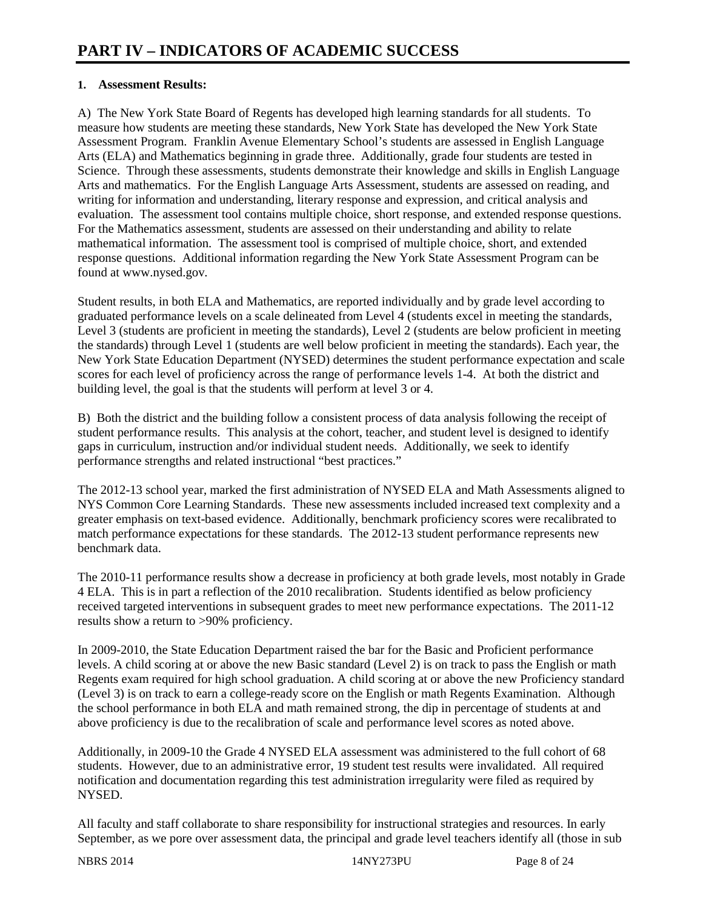# PART IV – INDICATORS OF ACADEMIC SUCCESS

**1. Assessment Results:**

A) The New York State Board of Regents has developed high learning standards for all students. To measure how students are meeting these standards, New York State has developed the New York State Assessment Program. Franklin Avenue Elementary School's students are assessed in English Language Arts (ELA) and Mathematics beginning in grade three. Additionally, grade four students are tested in Science. Through these assessments, students demonstrate their knowledge and skills in English Language Arts and mathematics. For the English Language Arts Assessment, students are assessed on reading, and writing for information and understanding, literary response and expression, and critical analysis and evaluation. The assessment tool contains multiple choice, short response, and extended response questions. For the Mathematics assessment, students are assessed on their understanding and ability to relate mathematical information. The assessment tool is comprised of multiple choice, short, and extended response questions. Additional information regarding the New York State Assessment Program can be found at www.nysed.gov.

Student results, in both ELA and Mathematics, are reported individually and by grade level according to graduated performance levels on a scale delineated from Level 4 (students excel in meeting the standards, Level 3 (students are proficient in meeting the standards), Level 2 (students are below proficient in meeting the standards) through Level 1 (students are well below proficient in meeting the standards). Each year, the New York State Education Department (NYSED) determines the student performance expectation and scale scores for each level of proficiency across the range of performance levels 1-4. At both the district and building level, the goal is that the students will perform at level 3 or 4.

B) Both the district and the building follow a consistent process of data analysis following the receipt of student performance results. This analysis at the cohort, teacher, and student level is designed to identify gaps in curriculum, instruction and/or individual student needs. Additionally, we seek to identify performance strengths and related instructional "best practices."

The 2012-13 school year, marked the first administration of NYSED ELA and Math Assessments aligned to NYS Common Core Learning Standards. These new assessments included increased text complexity and a greater emphasis on text-based evidence. Additionally, benchmark proficiency scores were recalibrated to match performance expectations for these standards. The 2012-13 student performance represents new benchmark data.

The 2010-11 performance results show a decrease in proficiency at both grade levels, most notably in Grade 4 ELA. This is in part a reflection of the 2010 recalibration. Students identified as below proficiency received targeted interventions in subsequent grades to meet new performance expectations. The 2011-12 results show a return to >90% proficiency.

In 2009-2010, the State Education Department raised the bar for the Basic and Proficient performance levels. A child scoring at or above the new Basic standard (Level 2) is on track to pass the English or math Regents exam required for high school graduation. A child scoring at or above the new Proficiency standard (Level 3) is on track to earn a college-ready score on the English or math Regents Examination. Although the school performance in both ELA and math remained strong, the dip in percentage of students at and above proficiency is due to the recalibration of scale and performance level scores as noted above.

Additionally, in 2009-10 the Grade 4 NYSED ELA assessment was administered to the full cohort of 68 students. However, due to an administrative error, 19 student test results were invalidated. All required notification and documentation regarding this test administration irregularity were filed as required by NYSED.

All faculty and staff collaborate to share responsibility for instructional strategies and resources. In early September, as we pore over assessment data, the principal and grade level teachers identify all (those in sub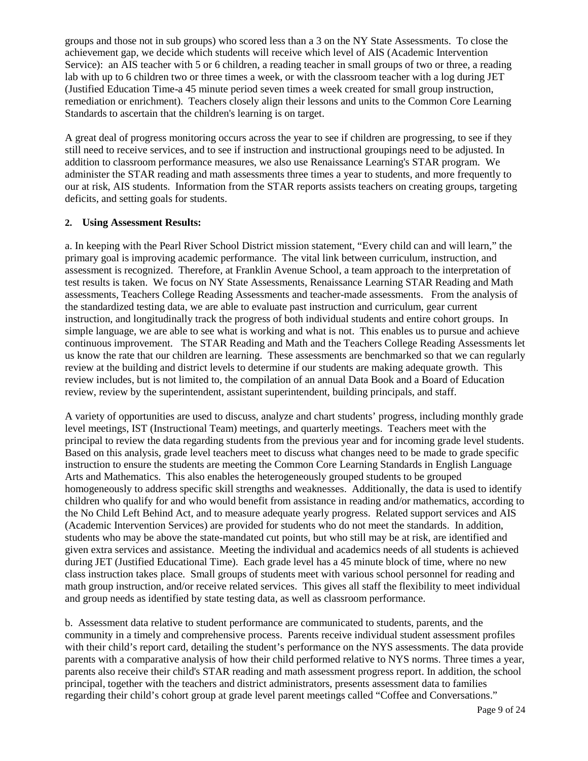groups and those not in sub groups) who scored less than a 3 on the NY State Assessments. To close the achievement gap, we decide which students will receive which level of AIS (Academic Intervention Service): an AIS teacher with 5 or 6 children, a reading teacher in small groups of two or three, a reading lab with up to 6 children two or three times a week, or with the classroom teacher with a log during JET (Justified Education Time-a 45 minute period seven times a week created for small group instruction, remediation or enrichment). Teachers closely align their lessons and units to the Common Core Learning Standards to ascertain that the children's learning is on target.

A great deal of progress monitoring occurs across the year to see if children are progressing, to see if they still need to receive services, and to see if instruction and instructional groupings need to be adjusted. In addition to classroom performance measures, we also use Renaissance Learning's STAR program. We administer the STAR reading and math assessments three times a year to students, and more frequently to our at risk, AIS students. Information from the STAR reports assists teachers on creating groups, targeting deficits, and setting goals for students.

**2. Using Assessment Results:**

a. In keeping with the Pearl River School District mission statement, "Every child can and will learn," the primary goal is improving academic performance. The vital link between curriculum, instruction, and assessment is recognized. Therefore, at Franklin Avenue School, a team approach to the interpretation of test results is taken. We focus on NY State Assessments, Renaissance Learning STAR Reading and Math assessments, Teachers College Reading Assessments and teacher-made assessments. From the analysis of the standardized testing data, we are able to evaluate past instruction and curriculum, gear current instruction, and longitudinally track the progress of both individual students and entire cohort groups. In simple language, we are able to see what is working and what is not. This enables us to pursue and achieve continuous improvement. The STAR Reading and Math and the Teachers College Reading Assessments let us know the rate that our children are learning. These assessments are benchmarked so that we can regularly review at the building and district levels to determine if our students are making adequate growth. This review includes, but is not limited to, the compilation of an annual Data Book and a Board of Education review, review by the superintendent, assistant superintendent, building principals, and staff.

A variety of opportunities are used to discuss, analyze and chart students' progress, including monthly grade level meetings, IST (Instructional Team) meetings, and quarterly meetings. Teachers meet with the principal to review the data regarding students from the previous year and for incoming grade level students. Based on this analysis, grade level teachers meet to discuss what changes need to be made to grade specific instruction to ensure the students are meeting the Common Core Learning Standards in English Language Arts and Mathematics. This also enables the heterogeneously grouped students to be grouped homogeneously to address specific skill strengths and weaknesses. Additionally, the data is used to identify children who qualify for and who would benefit from assistance in reading and/or mathematics, according to the No Child Left Behind Act, and to measure adequate yearly progress. Related support services and AIS (Academic Intervention Services) are provided for students who do not meet the standards. In addition, students who may be above the state-mandated cut points, but who still may be at risk, are identified and given extra services and assistance. Meeting the individual and academics needs of all students is achieved during JET (Justified Educational Time). Each grade level has a 45 minute block of time, where no new class instruction takes place. Small groups of students meet with various school personnel for reading and math group instruction, and/or receive related services. This gives all staff the flexibility to meet individual and group needs as identified by state testing data, as well as classroom performance.

b. Assessment data relative to student performance are communicated to students, parents, and the community in a timely and comprehensive process. Parents receive individual student assessment profiles with their child's report card, detailing the student's performance on the NYS assessments. The data provide parents with a comparative analysis of how their child performed relative to NYS norms. Three times a year, parents also receive their child's STAR reading and math assessment progress report. In addition, the school principal, together with the teachers and district administrators, presents assessment data to families regarding their child's cohort group at grade level parent meetings called "Coffee and Conversations."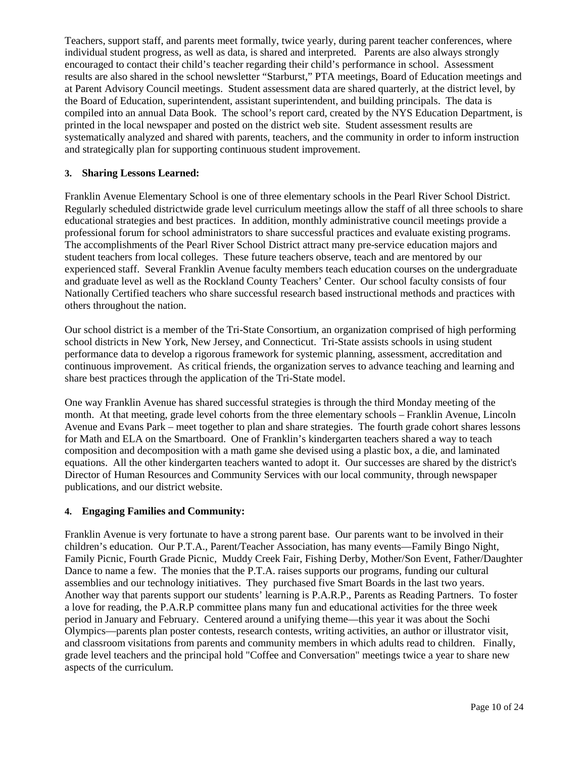Teachers, support staff, and parents meet formally, twice yearly, during parent teacher conferences, where individual student progress, as well as data, is shared and interpreted.  Parents are also always strongly encouraged to contact their child's teacher regarding their child's performance in school.  Assessment results are also shared in the school newsletter "Starburst," PTA meetings, Board of Education meetings and at Parent Advisory Council meetings.  Student assessment data are shared quarterly, at the district level, by the Board of Education, superintendent, assistant superintendent, and building principals.  The data is compiled into an annual Data Book.  The school's report card, created by the NYS Education Department, is printed in the local newspaper and posted on the district web site.  Student assessment results are systematically analyzed and shared with parents, teachers, and the community in order to inform instruction and strategically plan for supporting continuous student improvement.

### 3. Sharing Lessons Learned:

Franklin Avenue Elementary School is one of three elementary schools in the Pearl River School District. Regularly scheduled districtwide grade level curriculum meetings allow the staff of all three schools to share educational strategies and best practices.  In addition, monthly administrative council meetings provide a professional forum for school administrators to share successful practices and evaluate existing programs. The accomplishments of the Pearl River School District attract many pre-service education majors and student teachers from local colleges.  These future teachers observe, teach and are mentored by our experienced staff.  Several Franklin Avenue faculty members teach education courses on the undergraduate and graduate level as well as the Rockland County Teachers' Center.  Our school faculty consists of four Nationally Certified teachers who share successful research based instructional methods and practices with others throughout the nation.

Our school district is a member of the Tri-State Consortium, an organization comprised of high performing school districts in New York, New Jersey, and Connecticut.  Tri-State assists schools in using student performance data to develop a rigorous framework for systemic planning, assessment, accreditation and continuous improvement.  As critical friends, the organization serves to advance teaching and learning and share best practices through the application of the Tri-State model.

One way Franklin Avenue has shared successful strategies is through the third Monday meeting of the month.  At that meeting, grade level cohorts from the three elementary schools – Franklin Avenue, Lincoln Avenue and Evans Park – meet together to plan and share strategies.  The fourth grade cohort shares lessons for Math and ELA on the Smartboard.  One of Franklin's kindergarten teachers shared a way to teach composition and decomposition with a math game she devised using a plastic box, a die, and laminated equations.  All the other kindergarten teachers wanted to adopt it.  Our successes are shared by the district's Director of Human Resources and Community Services with our local community, through newspaper publications, and our district website.

### 4. Engaging Families and Community:

Franklin Avenue is very fortunate to have a strong parent base.  Our parents want to be involved in their children's education.  Our P.T.A., Parent/Teacher Association, has many events—Family Bingo Night, Family Picnic, Fourth Grade Picnic,  Muddy Creek Fair, Fishing Derby, Mother/Son Event, Father/Daughter Dance to name a few.  The monies that the P.T.A. raises supports our programs, funding our cultural assemblies and our technology initiatives.  They  purchased five Smart Boards in the last two years. Another way that parents support our students' learning is P.A.R.P., Parents as Reading Partners.  To foster a love for reading, the P.A.R.P committee plans many fun and educational activities for the three week period in January and February.  Centered around a unifying theme—this year it was about the Sochi Olympics—parents plan poster contests, research contests, writing activities, an author or illustrator visit, and classroom visitations from parents and community members in which adults read to children.   Finally, grade level teachers and the principal hold "Coffee and Conversation" meetings twice a year to share new aspects of the curriculum.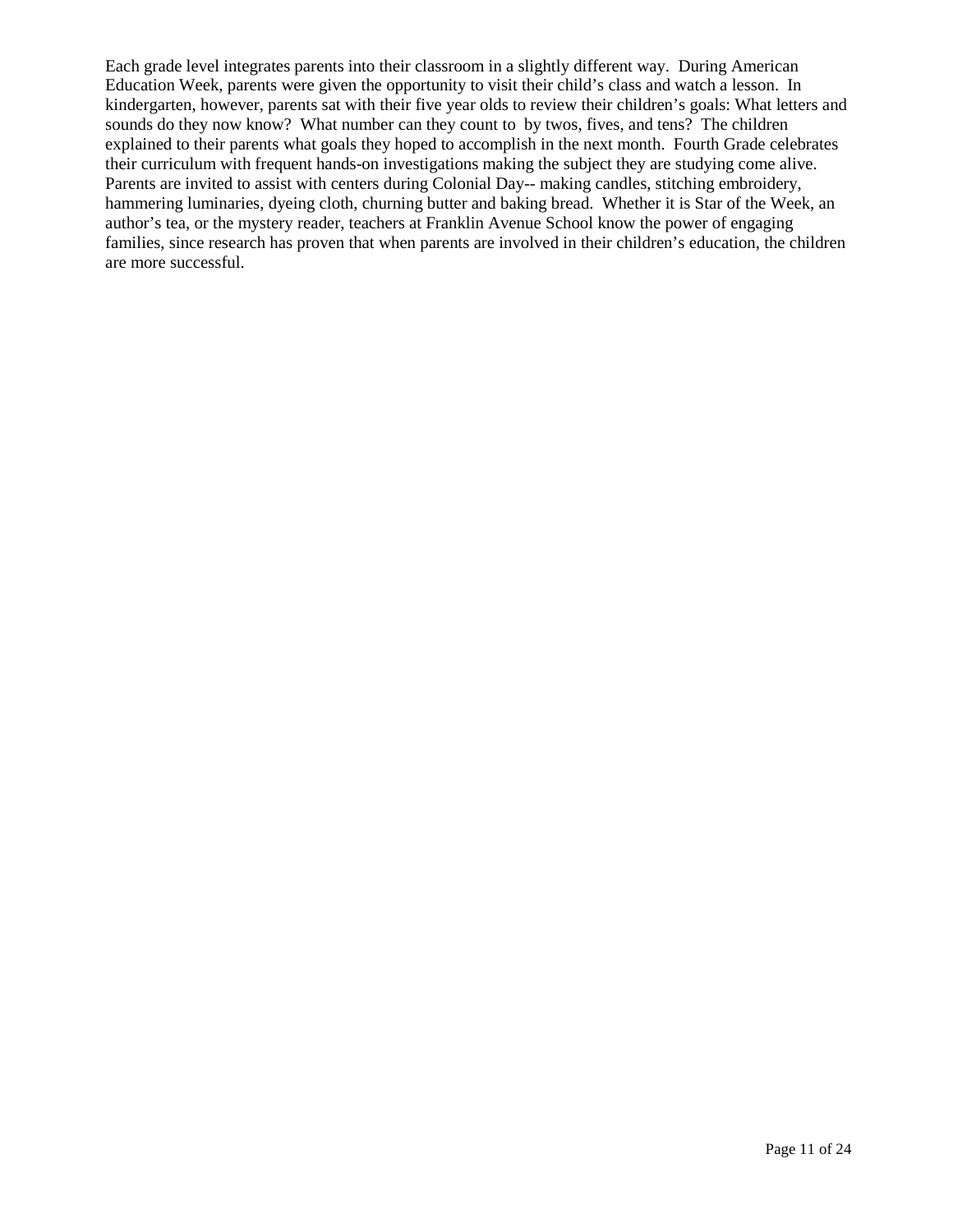Each grade level integrates parents into their classroom in a slightly different way.  During American Education Week, parents were given the opportunity to visit their child's class and watch a lesson.  In kindergarten, however, parents sat with their five year olds to review their children's goals: What letters and sounds do they now know?  What number can they count to  by twos, fives, and tens?  The children explained to their parents what goals they hoped to accomplish in the next month.  Fourth Grade celebrates their curriculum with frequent hands-on investigations making the subject they are studying come alive. Parents are invited to assist with centers during Colonial Day-- making candles, stitching embroidery, hammering luminaries, dyeing cloth, churning butter and baking bread.  Whether it is Star of the Week, an author's tea, or the mystery reader, teachers at Franklin Avenue School know the power of engaging families, since research has proven that when parents are involved in their children's education, the children are more successful.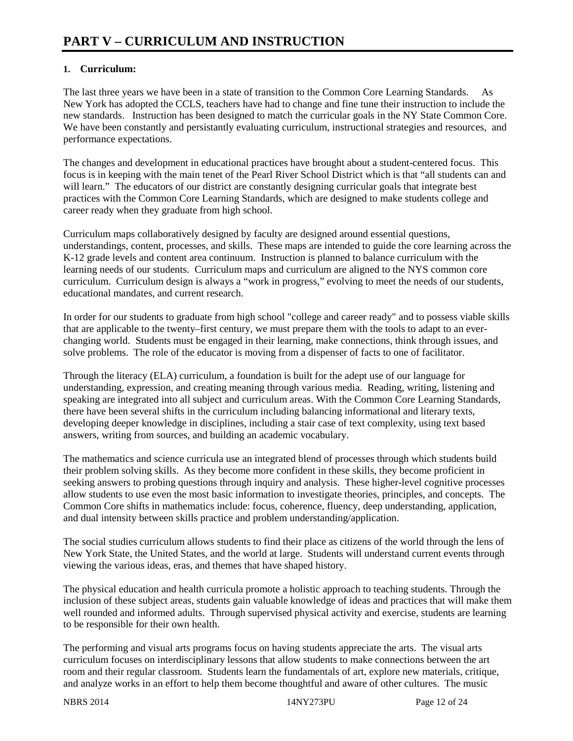# PART V – CURRICULUM AND INSTRUCTION

**1. Curriculum:**

The last three years we have been in a state of transition to the Common Core Learning Standards. As New York has adopted the CCLS, teachers have had to change and fine tune their instruction to include the new standards. Instruction has been designed to match the curricular goals in the NY State Common Core. We have been constantly and persistantly evaluating curriculum, instructional strategies and resources, and performance expectations.

The changes and development in educational practices have brought about a student-centered focus. This focus is in keeping with the main tenet of the Pearl River School District which is that "all students can and will learn." The educators of our district are constantly designing curricular goals that integrate best practices with the Common Core Learning Standards, which are designed to make students college and career ready when they graduate from high school.

Curriculum maps collaboratively designed by faculty are designed around essential questions, understandings, content, processes, and skills. These maps are intended to guide the core learning across the K-12 grade levels and content area continuum. Instruction is planned to balance curriculum with the learning needs of our students. Curriculum maps and curriculum are aligned to the NYS common core curriculum. Curriculum design is always a "work in progress," evolving to meet the needs of our students, educational mandates, and current research.

In order for our students to graduate from high school "college and career ready" and to possess viable skills that are applicable to the twenty–first century, we must prepare them with the tools to adapt to an ever-changing world. Students must be engaged in their learning, make connections, think through issues, and solve problems. The role of the educator is moving from a dispenser of facts to one of facilitator.

Through the literacy (ELA) curriculum, a foundation is built for the adept use of our language for understanding, expression, and creating meaning through various media. Reading, writing, listening and speaking are integrated into all subject and curriculum areas. With the Common Core Learning Standards, there have been several shifts in the curriculum including balancing informational and literary texts, developing deeper knowledge in disciplines, including a stair case of text complexity, using text based answers, writing from sources, and building an academic vocabulary.

The mathematics and science curricula use an integrated blend of processes through which students build their problem solving skills. As they become more confident in these skills, they become proficient in seeking answers to probing questions through inquiry and analysis. These higher-level cognitive processes allow students to use even the most basic information to investigate theories, principles, and concepts. The Common Core shifts in mathematics include: focus, coherence, fluency, deep understanding, application, and dual intensity between skills practice and problem understanding/application.

The social studies curriculum allows students to find their place as citizens of the world through the lens of New York State, the United States, and the world at large. Students will understand current events through viewing the various ideas, eras, and themes that have shaped history.

The physical education and health curricula promote a holistic approach to teaching students. Through the inclusion of these subject areas, students gain valuable knowledge of ideas and practices that will make them well rounded and informed adults. Through supervised physical activity and exercise, students are learning to be responsible for their own health.

The performing and visual arts programs focus on having students appreciate the arts. The visual arts curriculum focuses on interdisciplinary lessons that allow students to make connections between the art room and their regular classroom. Students learn the fundamentals of art, explore new materials, critique, and analyze works in an effort to help them become thoughtful and aware of other cultures. The music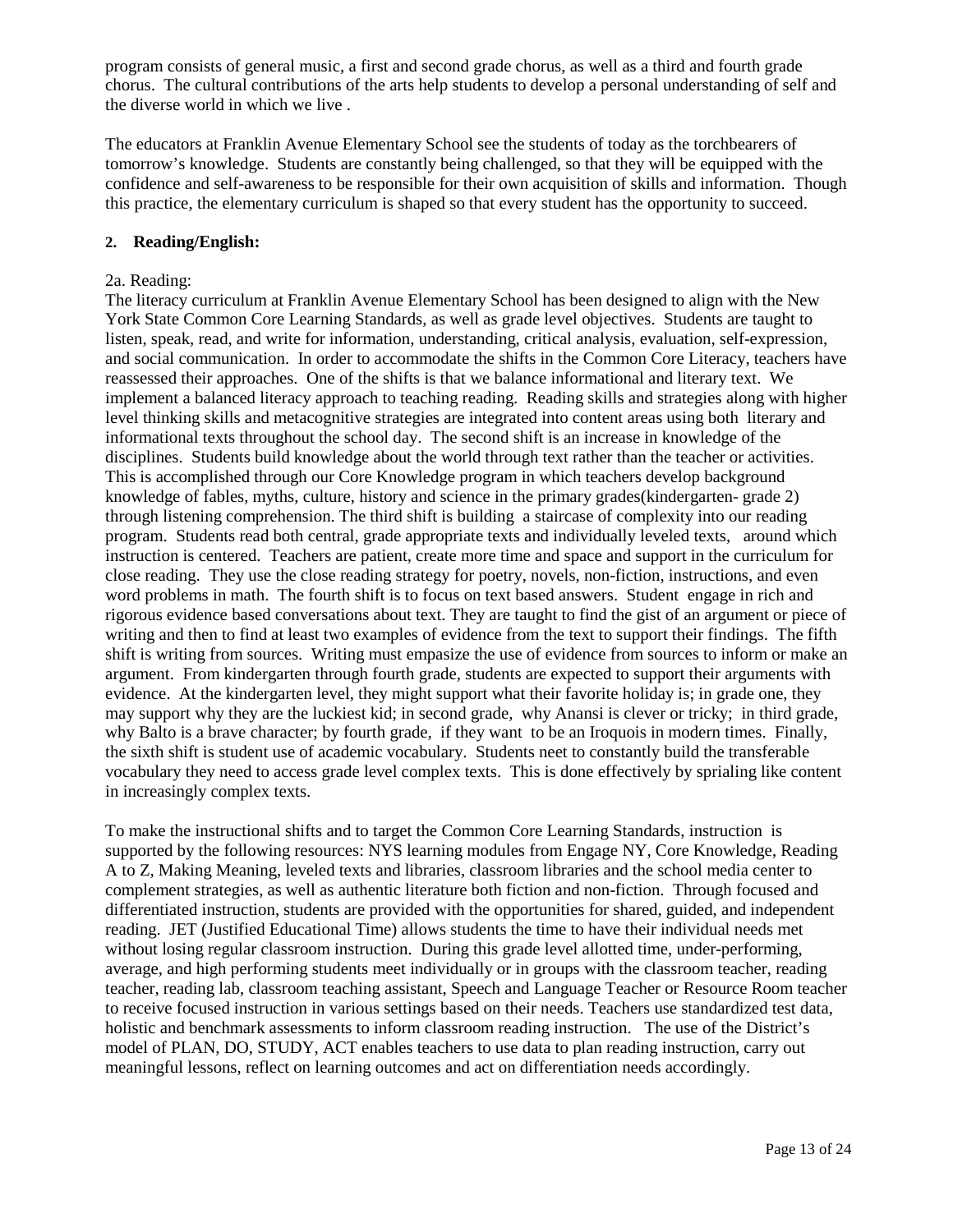program consists of general music, a first and second grade chorus, as well as a third and fourth grade chorus. The cultural contributions of the arts help students to develop a personal understanding of self and the diverse world in which we live .

The educators at Franklin Avenue Elementary School see the students of today as the torchbearers of tomorrow's knowledge. Students are constantly being challenged, so that they will be equipped with the confidence and self-awareness to be responsible for their own acquisition of skills and information. Though this practice, the elementary curriculum is shaped so that every student has the opportunity to succeed.

## 2. Reading/English:

2a. Reading:

The literacy curriculum at Franklin Avenue Elementary School has been designed to align with the New York State Common Core Learning Standards, as well as grade level objectives. Students are taught to listen, speak, read, and write for information, understanding, critical analysis, evaluation, self-expression, and social communication. In order to accommodate the shifts in the Common Core Literacy, teachers have reassessed their approaches. One of the shifts is that we balance informational and literary text. We implement a balanced literacy approach to teaching reading. Reading skills and strategies along with higher level thinking skills and metacognitive strategies are integrated into content areas using both literary and informational texts throughout the school day. The second shift is an increase in knowledge of the disciplines. Students build knowledge about the world through text rather than the teacher or activities. This is accomplished through our Core Knowledge program in which teachers develop background knowledge of fables, myths, culture, history and science in the primary grades(kindergarten- grade 2) through listening comprehension. The third shift is building a staircase of complexity into our reading program. Students read both central, grade appropriate texts and individually leveled texts, around which instruction is centered. Teachers are patient, create more time and space and support in the curriculum for close reading. They use the close reading strategy for poetry, novels, non-fiction, instructions, and even word problems in math. The fourth shift is to focus on text based answers. Student engage in rich and rigorous evidence based conversations about text. They are taught to find the gist of an argument or piece of writing and then to find at least two examples of evidence from the text to support their findings. The fifth shift is writing from sources. Writing must empasize the use of evidence from sources to inform or make an argument. From kindergarten through fourth grade, students are expected to support their arguments with evidence. At the kindergarten level, they might support what their favorite holiday is; in grade one, they may support why they are the luckiest kid; in second grade, why Anansi is clever or tricky; in third grade, why Balto is a brave character; by fourth grade, if they want to be an Iroquois in modern times. Finally, the sixth shift is student use of academic vocabulary. Students neet to constantly build the transferable vocabulary they need to access grade level complex texts. This is done effectively by sprialing like content in increasingly complex texts.

To make the instructional shifts and to target the Common Core Learning Standards, instruction is supported by the following resources: NYS learning modules from Engage NY, Core Knowledge, Reading A to Z, Making Meaning, leveled texts and libraries, classroom libraries and the school media center to complement strategies, as well as authentic literature both fiction and non-fiction. Through focused and differentiated instruction, students are provided with the opportunities for shared, guided, and independent reading. JET (Justified Educational Time) allows students the time to have their individual needs met without losing regular classroom instruction. During this grade level allotted time, under-performing, average, and high performing students meet individually or in groups with the classroom teacher, reading teacher, reading lab, classroom teaching assistant, Speech and Language Teacher or Resource Room teacher to receive focused instruction in various settings based on their needs. Teachers use standardized test data, holistic and benchmark assessments to inform classroom reading instruction. The use of the District's model of PLAN, DO, STUDY, ACT enables teachers to use data to plan reading instruction, carry out meaningful lessons, reflect on learning outcomes and act on differentiation needs accordingly.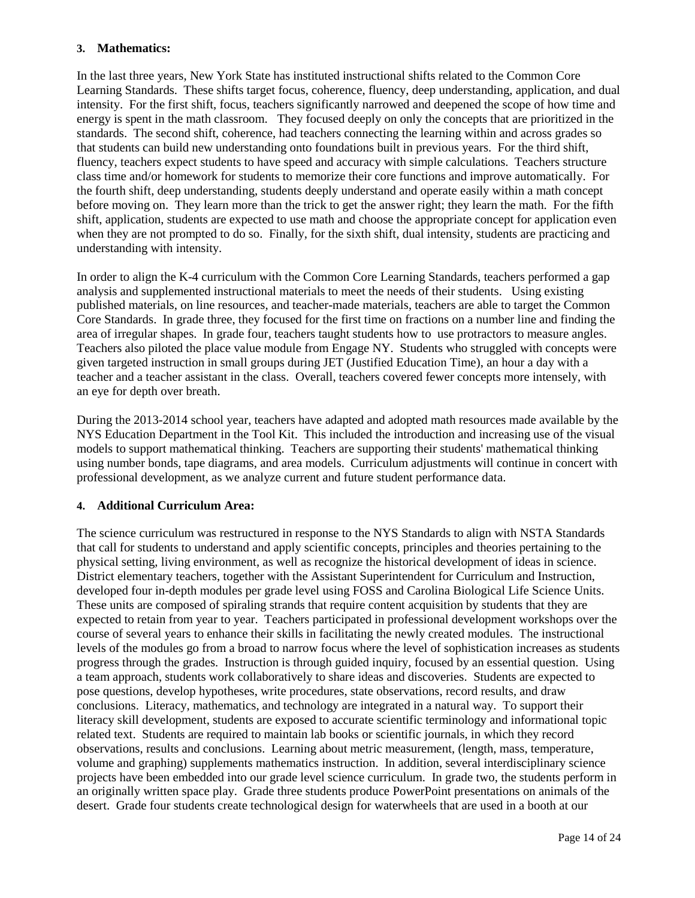**3. Mathematics:**

In the last three years, New York State has instituted instructional shifts related to the Common Core Learning Standards. These shifts target focus, coherence, fluency, deep understanding, application, and dual intensity. For the first shift, focus, teachers significantly narrowed and deepened the scope of how time and energy is spent in the math classroom. They focused deeply on only the concepts that are prioritized in the standards. The second shift, coherence, had teachers connecting the learning within and across grades so that students can build new understanding onto foundations built in previous years. For the third shift, fluency, teachers expect students to have speed and accuracy with simple calculations. Teachers structure class time and/or homework for students to memorize their core functions and improve automatically. For the fourth shift, deep understanding, students deeply understand and operate easily within a math concept before moving on. They learn more than the trick to get the answer right; they learn the math. For the fifth shift, application, students are expected to use math and choose the appropriate concept for application even when they are not prompted to do so. Finally, for the sixth shift, dual intensity, students are practicing and understanding with intensity.

In order to align the K-4 curriculum with the Common Core Learning Standards, teachers performed a gap analysis and supplemented instructional materials to meet the needs of their students. Using existing published materials, on line resources, and teacher-made materials, teachers are able to target the Common Core Standards. In grade three, they focused for the first time on fractions on a number line and finding the area of irregular shapes. In grade four, teachers taught students how to use protractors to measure angles. Teachers also piloted the place value module from Engage NY. Students who struggled with concepts were given targeted instruction in small groups during JET (Justified Education Time), an hour a day with a teacher and a teacher assistant in the class. Overall, teachers covered fewer concepts more intensely, with an eye for depth over breath.

During the 2013-2014 school year, teachers have adapted and adopted math resources made available by the NYS Education Department in the Tool Kit. This included the introduction and increasing use of the visual models to support mathematical thinking. Teachers are supporting their students' mathematical thinking using number bonds, tape diagrams, and area models. Curriculum adjustments will continue in concert with professional development, as we analyze current and future student performance data.

**4. Additional Curriculum Area:**

The science curriculum was restructured in response to the NYS Standards to align with NSTA Standards that call for students to understand and apply scientific concepts, principles and theories pertaining to the physical setting, living environment, as well as recognize the historical development of ideas in science. District elementary teachers, together with the Assistant Superintendent for Curriculum and Instruction, developed four in-depth modules per grade level using FOSS and Carolina Biological Life Science Units. These units are composed of spiraling strands that require content acquisition by students that they are expected to retain from year to year. Teachers participated in professional development workshops over the course of several years to enhance their skills in facilitating the newly created modules. The instructional levels of the modules go from a broad to narrow focus where the level of sophistication increases as students progress through the grades. Instruction is through guided inquiry, focused by an essential question. Using a team approach, students work collaboratively to share ideas and discoveries. Students are expected to pose questions, develop hypotheses, write procedures, state observations, record results, and draw conclusions. Literacy, mathematics, and technology are integrated in a natural way. To support their literacy skill development, students are exposed to accurate scientific terminology and informational topic related text. Students are required to maintain lab books or scientific journals, in which they record observations, results and conclusions. Learning about metric measurement, (length, mass, temperature, volume and graphing) supplements mathematics instruction. In addition, several interdisciplinary science projects have been embedded into our grade level science curriculum. In grade two, the students perform in an originally written space play. Grade three students produce PowerPoint presentations on animals of the desert. Grade four students create technological design for waterwheels that are used in a booth at our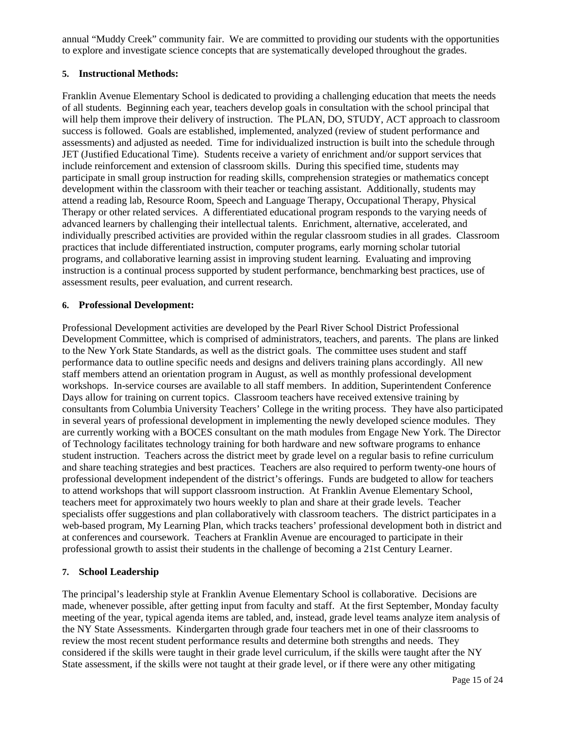annual "Muddy Creek" community fair. We are committed to providing our students with the opportunities to explore and investigate science concepts that are systematically developed throughout the grades.

### 5. Instructional Methods:

Franklin Avenue Elementary School is dedicated to providing a challenging education that meets the needs of all students. Beginning each year, teachers develop goals in consultation with the school principal that will help them improve their delivery of instruction. The PLAN, DO, STUDY, ACT approach to classroom success is followed. Goals are established, implemented, analyzed (review of student performance and assessments) and adjusted as needed. Time for individualized instruction is built into the schedule through JET (Justified Educational Time). Students receive a variety of enrichment and/or support services that include reinforcement and extension of classroom skills. During this specified time, students may participate in small group instruction for reading skills, comprehension strategies or mathematics concept development within the classroom with their teacher or teaching assistant. Additionally, students may attend a reading lab, Resource Room, Speech and Language Therapy, Occupational Therapy, Physical Therapy or other related services. A differentiated educational program responds to the varying needs of advanced learners by challenging their intellectual talents. Enrichment, alternative, accelerated, and individually prescribed activities are provided within the regular classroom studies in all grades. Classroom practices that include differentiated instruction, computer programs, early morning scholar tutorial programs, and collaborative learning assist in improving student learning. Evaluating and improving instruction is a continual process supported by student performance, benchmarking best practices, use of assessment results, peer evaluation, and current research.

### 6. Professional Development:

Professional Development activities are developed by the Pearl River School District Professional Development Committee, which is comprised of administrators, teachers, and parents. The plans are linked to the New York State Standards, as well as the district goals. The committee uses student and staff performance data to outline specific needs and designs and delivers training plans accordingly. All new staff members attend an orientation program in August, as well as monthly professional development workshops. In-service courses are available to all staff members. In addition, Superintendent Conference Days allow for training on current topics. Classroom teachers have received extensive training by consultants from Columbia University Teachers' College in the writing process. They have also participated in several years of professional development in implementing the newly developed science modules. They are currently working with a BOCES consultant on the math modules from Engage New York. The Director of Technology facilitates technology training for both hardware and new software programs to enhance student instruction. Teachers across the district meet by grade level on a regular basis to refine curriculum and share teaching strategies and best practices. Teachers are also required to perform twenty-one hours of professional development independent of the district's offerings. Funds are budgeted to allow for teachers to attend workshops that will support classroom instruction. At Franklin Avenue Elementary School, teachers meet for approximately two hours weekly to plan and share at their grade levels. Teacher specialists offer suggestions and plan collaboratively with classroom teachers. The district participates in a web-based program, My Learning Plan, which tracks teachers' professional development both in district and at conferences and coursework. Teachers at Franklin Avenue are encouraged to participate in their professional growth to assist their students in the challenge of becoming a 21st Century Learner.

### 7. School Leadership

The principal's leadership style at Franklin Avenue Elementary School is collaborative. Decisions are made, whenever possible, after getting input from faculty and staff. At the first September, Monday faculty meeting of the year, typical agenda items are tabled, and, instead, grade level teams analyze item analysis of the NY State Assessments. Kindergarten through grade four teachers met in one of their classrooms to review the most recent student performance results and determine both strengths and needs. They considered if the skills were taught in their grade level curriculum, if the skills were taught after the NY State assessment, if the skills were not taught at their grade level, or if there were any other mitigating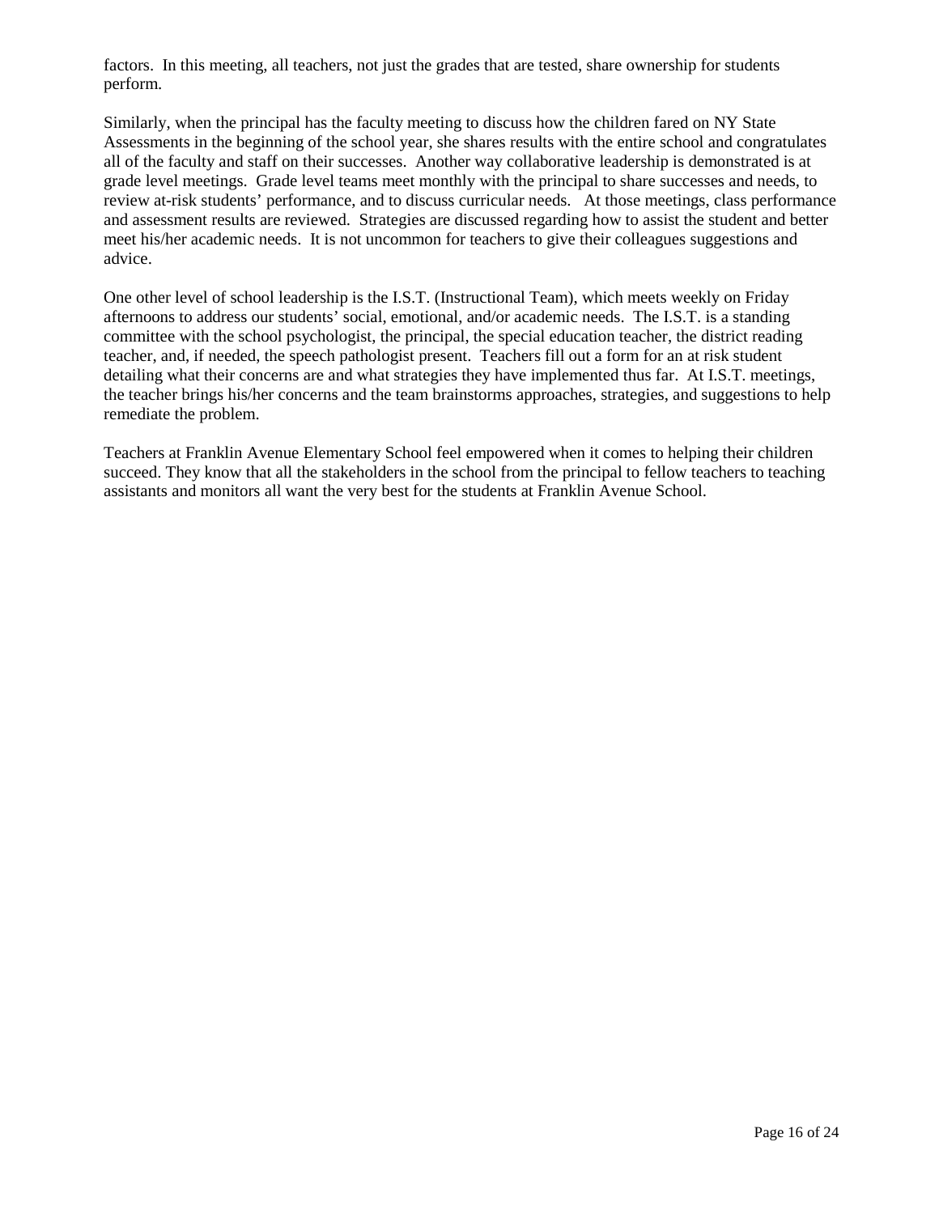factors. In this meeting, all teachers, not just the grades that are tested, share ownership for students perform.

Similarly, when the principal has the faculty meeting to discuss how the children fared on NY State Assessments in the beginning of the school year, she shares results with the entire school and congratulates all of the faculty and staff on their successes. Another way collaborative leadership is demonstrated is at grade level meetings. Grade level teams meet monthly with the principal to share successes and needs, to review at-risk students' performance, and to discuss curricular needs. At those meetings, class performance and assessment results are reviewed. Strategies are discussed regarding how to assist the student and better meet his/her academic needs. It is not uncommon for teachers to give their colleagues suggestions and advice.

One other level of school leadership is the I.S.T. (Instructional Team), which meets weekly on Friday afternoons to address our students' social, emotional, and/or academic needs. The I.S.T. is a standing committee with the school psychologist, the principal, the special education teacher, the district reading teacher, and, if needed, the speech pathologist present. Teachers fill out a form for an at risk student detailing what their concerns are and what strategies they have implemented thus far. At I.S.T. meetings, the teacher brings his/her concerns and the team brainstorms approaches, strategies, and suggestions to help remediate the problem.

Teachers at Franklin Avenue Elementary School feel empowered when it comes to helping their children succeed. They know that all the stakeholders in the school from the principal to fellow teachers to teaching assistants and monitors all want the very best for the students at Franklin Avenue School.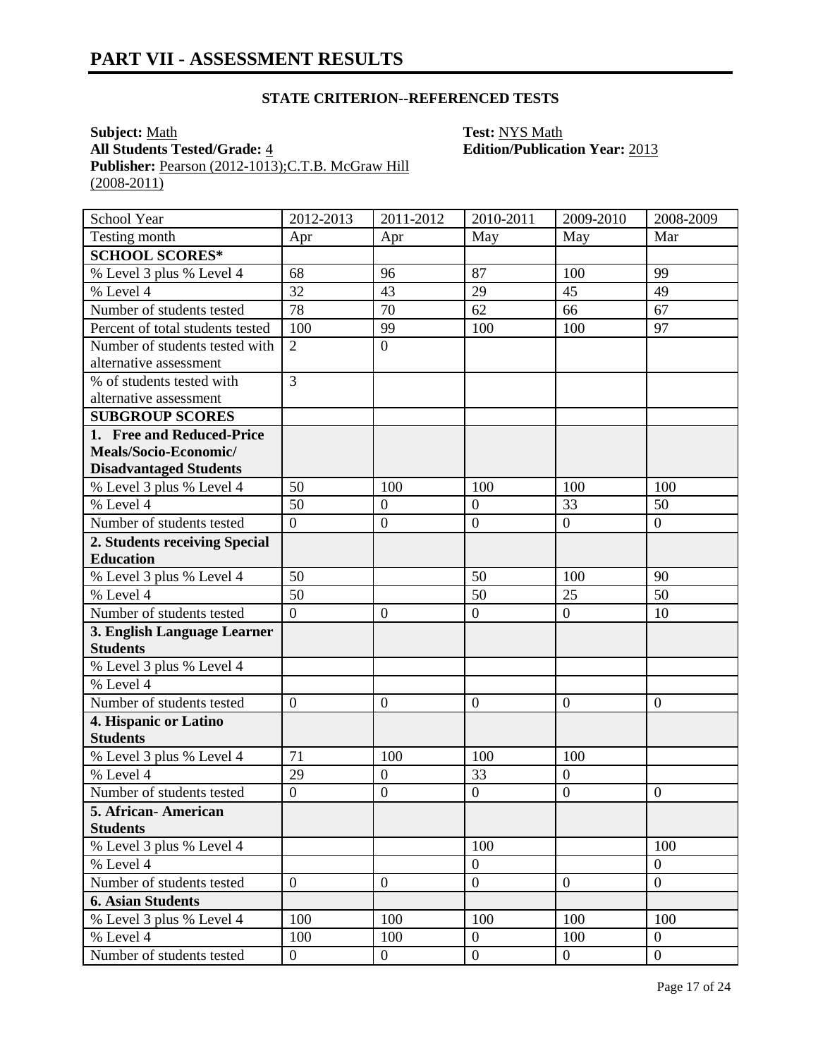# PART VII - ASSESSMENT RESULTS

### STATE CRITERION--REFERENCED TESTS

**Subject:** Math
**Test:** NYS Math
**All Students Tested/Grade:** 4
**Edition/Publication Year:** 2013
**Publisher:** Pearson (2012-1013);C.T.B. McGraw Hill (2008-2011)

| School Year | 2012-2013 | 2011-2012 | 2010-2011 | 2009-2010 | 2008-2009 |
|---|---|---|---|---|---|
| Testing month | Apr | Apr | May | May | Mar |
| **SCHOOL SCORES*** | | | | | |
| % Level 3 plus % Level 4 | 68 | 96 | 87 | 100 | 99 |
| % Level 4 | 32 | 43 | 29 | 45 | 49 |
| Number of students tested | 78 | 70 | 62 | 66 | 67 |
| Percent of total students tested | 100 | 99 | 100 | 100 | 97 |
| Number of students tested with alternative assessment | 2 | 0 | | | |
| % of students tested with alternative assessment | 3 | | | | |
| **SUBGROUP SCORES** | | | | | |
| **1. Free and Reduced-Price Meals/Socio-Economic/ Disadvantaged Students** | | | | | |
| % Level 3 plus % Level 4 | 50 | 100 | 100 | 100 | 100 |
| % Level 4 | 50 | 0 | 0 | 33 | 50 |
| Number of students tested | 0 | 0 | 0 | 0 | 0 |
| **2. Students receiving Special Education** | | | | | |
| % Level 3 plus % Level 4 | 50 | | 50 | 100 | 90 |
| % Level 4 | 50 | | 50 | 25 | 50 |
| Number of students tested | 0 | 0 | 0 | 0 | 10 |
| **3. English Language Learner Students** | | | | | |
| % Level 3 plus % Level 4 | | | | | |
| % Level 4 | | | | | |
| Number of students tested | 0 | 0 | 0 | 0 | 0 |
| **4. Hispanic or Latino Students** | | | | | |
| % Level 3 plus % Level 4 | 71 | 100 | 100 | 100 | |
| % Level 4 | 29 | 0 | 33 | 0 | |
| Number of students tested | 0 | 0 | 0 | 0 | 0 |
| **5. African- American Students** | | | | | |
| % Level 3 plus % Level 4 | | | 100 | | 100 |
| % Level 4 | | | 0 | | 0 |
| Number of students tested | 0 | 0 | 0 | 0 | 0 |
| **6. Asian Students** | | | | | |
| % Level 3 plus % Level 4 | 100 | 100 | 100 | 100 | 100 |
| % Level 4 | 100 | 100 | 0 | 100 | 0 |
| Number of students tested | 0 | 0 | 0 | 0 | 0 |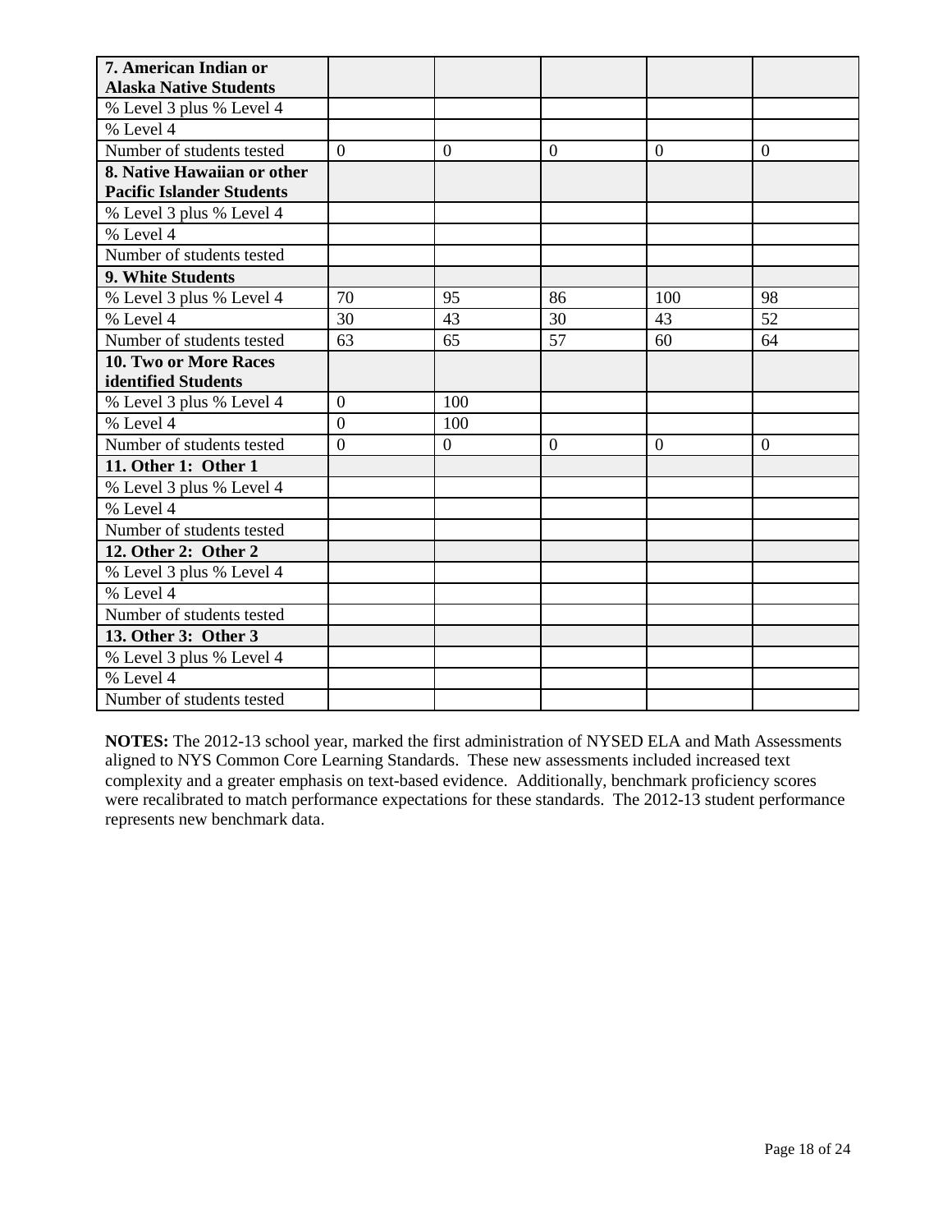| 7. American Indian or Alaska Native Students | | | | | |
|---|---|---|---|---|---|
| % Level 3 plus % Level 4 | | | | | |
| % Level 4 | | | | | |
| Number of students tested | 0 | 0 | 0 | 0 | 0 |
| **8. Native Hawaiian or other Pacific Islander Students** | | | | | |
| % Level 3 plus % Level 4 | | | | | |
| % Level 4 | | | | | |
| Number of students tested | | | | | |
| **9. White Students** | | | | | |
| % Level 3 plus % Level 4 | 70 | 95 | 86 | 100 | 98 |
| % Level 4 | 30 | 43 | 30 | 43 | 52 |
| Number of students tested | 63 | 65 | 57 | 60 | 64 |
| **10. Two or More Races identified Students** | | | | | |
| % Level 3 plus % Level 4 | 0 | 100 | | | |
| % Level 4 | 0 | 100 | | | |
| Number of students tested | 0 | 0 | 0 | 0 | 0 |
| **11. Other 1: Other 1** | | | | | |
| % Level 3 plus % Level 4 | | | | | |
| % Level 4 | | | | | |
| Number of students tested | | | | | |
| **12. Other 2: Other 2** | | | | | |
| % Level 3 plus % Level 4 | | | | | |
| % Level 4 | | | | | |
| Number of students tested | | | | | |
| **13. Other 3: Other 3** | | | | | |
| % Level 3 plus % Level 4 | | | | | |
| % Level 4 | | | | | |
| Number of students tested | | | | | |

**NOTES:** The 2012-13 school year, marked the first administration of NYSED ELA and Math Assessments aligned to NYS Common Core Learning Standards. These new assessments included increased text complexity and a greater emphasis on text-based evidence. Additionally, benchmark proficiency scores were recalibrated to match performance expectations for these standards. The 2012-13 student performance represents new benchmark data.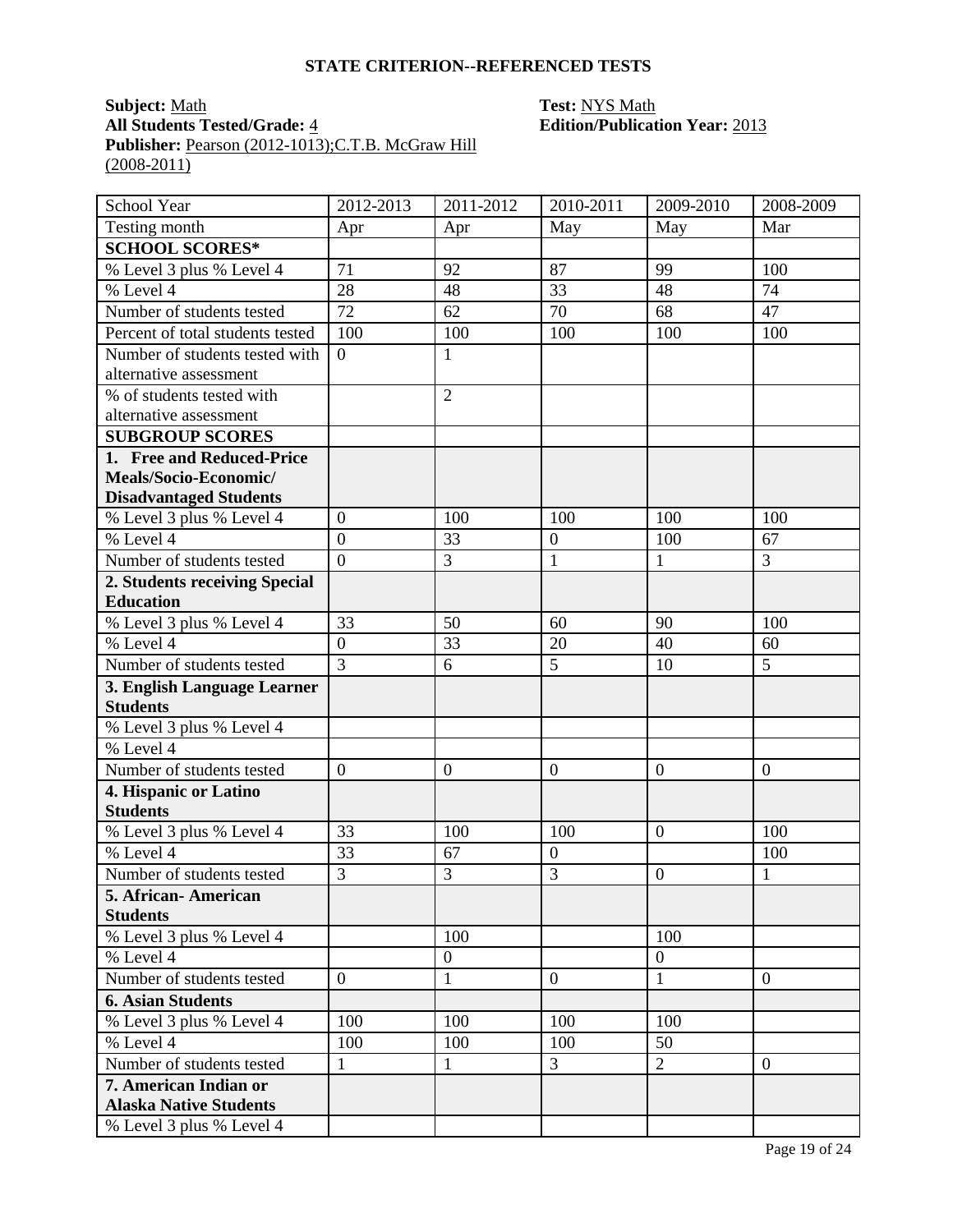# STATE CRITERION--REFERENCED TESTS

**Subject:** Math
**Test:** NYS Math
**All Students Tested/Grade:** 4
**Edition/Publication Year:** 2013
**Publisher:** Pearson (2012-1013);C.T.B. McGraw Hill (2008-2011)

| School Year | 2012-2013 | 2011-2012 | 2010-2011 | 2009-2010 | 2008-2009 |
|---|---|---|---|---|---|
| Testing month | Apr | Apr | May | May | Mar |
| **SCHOOL SCORES*** | | | | | |
| % Level 3 plus % Level 4 | 71 | 92 | 87 | 99 | 100 |
| % Level 4 | 28 | 48 | 33 | 48 | 74 |
| Number of students tested | 72 | 62 | 70 | 68 | 47 |
| Percent of total students tested | 100 | 100 | 100 | 100 | 100 |
| Number of students tested with alternative assessment | 0 | 1 | | | |
| % of students tested with alternative assessment | | 2 | | | |
| **SUBGROUP SCORES** | | | | | |
| **1. Free and Reduced-Price Meals/Socio-Economic/ Disadvantaged Students** | | | | | |
| % Level 3 plus % Level 4 | 0 | 100 | 100 | 100 | 100 |
| % Level 4 | 0 | 33 | 0 | 100 | 67 |
| Number of students tested | 0 | 3 | 1 | 1 | 3 |
| **2. Students receiving Special Education** | | | | | |
| % Level 3 plus % Level 4 | 33 | 50 | 60 | 90 | 100 |
| % Level 4 | 0 | 33 | 20 | 40 | 60 |
| Number of students tested | 3 | 6 | 5 | 10 | 5 |
| **3. English Language Learner Students** | | | | | |
| % Level 3 plus % Level 4 | | | | | |
| % Level 4 | | | | | |
| Number of students tested | 0 | 0 | 0 | 0 | 0 |
| **4. Hispanic or Latino Students** | | | | | |
| % Level 3 plus % Level 4 | 33 | 100 | 100 | 0 | 100 |
| % Level 4 | 33 | 67 | 0 | | 100 |
| Number of students tested | 3 | 3 | 3 | 0 | 1 |
| **5. African- American Students** | | | | | |
| % Level 3 plus % Level 4 | | 100 | | 100 | |
| % Level 4 | | 0 | | 0 | |
| Number of students tested | 0 | 1 | 0 | 1 | 0 |
| **6. Asian Students** | | | | | |
| % Level 3 plus % Level 4 | 100 | 100 | 100 | 100 | |
| % Level 4 | 100 | 100 | 100 | 50 | |
| Number of students tested | 1 | 1 | 3 | 2 | 0 |
| **7. American Indian or Alaska Native Students** | | | | | |
| % Level 3 plus % Level 4 | | | | | |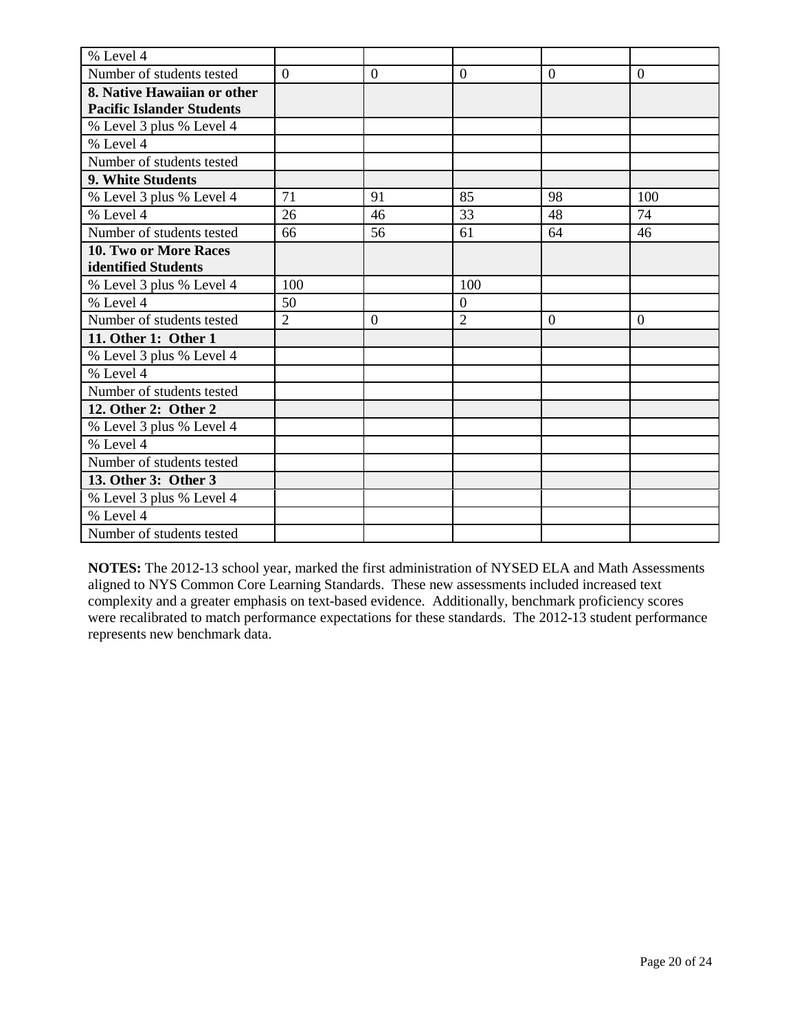| % Level 4 | | | | | |
|---|---|---|---|---|---|
| Number of students tested | 0 | 0 | 0 | 0 | 0 |
| **8. Native Hawaiian or other Pacific Islander Students** | | | | | |
| % Level 3 plus % Level 4 | | | | | |
| % Level 4 | | | | | |
| Number of students tested | | | | | |
| **9. White Students** | | | | | |
| % Level 3 plus % Level 4 | 71 | 91 | 85 | 98 | 100 |
| % Level 4 | 26 | 46 | 33 | 48 | 74 |
| Number of students tested | 66 | 56 | 61 | 64 | 46 |
| **10. Two or More Races identified Students** | | | | | |
| % Level 3 plus % Level 4 | 100 | | 100 | | |
| % Level 4 | 50 | | 0 | | |
| Number of students tested | 2 | 0 | 2 | 0 | 0 |
| **11. Other 1: Other 1** | | | | | |
| % Level 3 plus % Level 4 | | | | | |
| % Level 4 | | | | | |
| Number of students tested | | | | | |
| **12. Other 2: Other 2** | | | | | |
| % Level 3 plus % Level 4 | | | | | |
| % Level 4 | | | | | |
| Number of students tested | | | | | |
| **13. Other 3: Other 3** | | | | | |
| % Level 3 plus % Level 4 | | | | | |
| % Level 4 | | | | | |
| Number of students tested | | | | | |

**NOTES:** The 2012-13 school year, marked the first administration of NYSED ELA and Math Assessments aligned to NYS Common Core Learning Standards. These new assessments included increased text complexity and a greater emphasis on text-based evidence. Additionally, benchmark proficiency scores were recalibrated to match performance expectations for these standards. The 2012-13 student performance represents new benchmark data.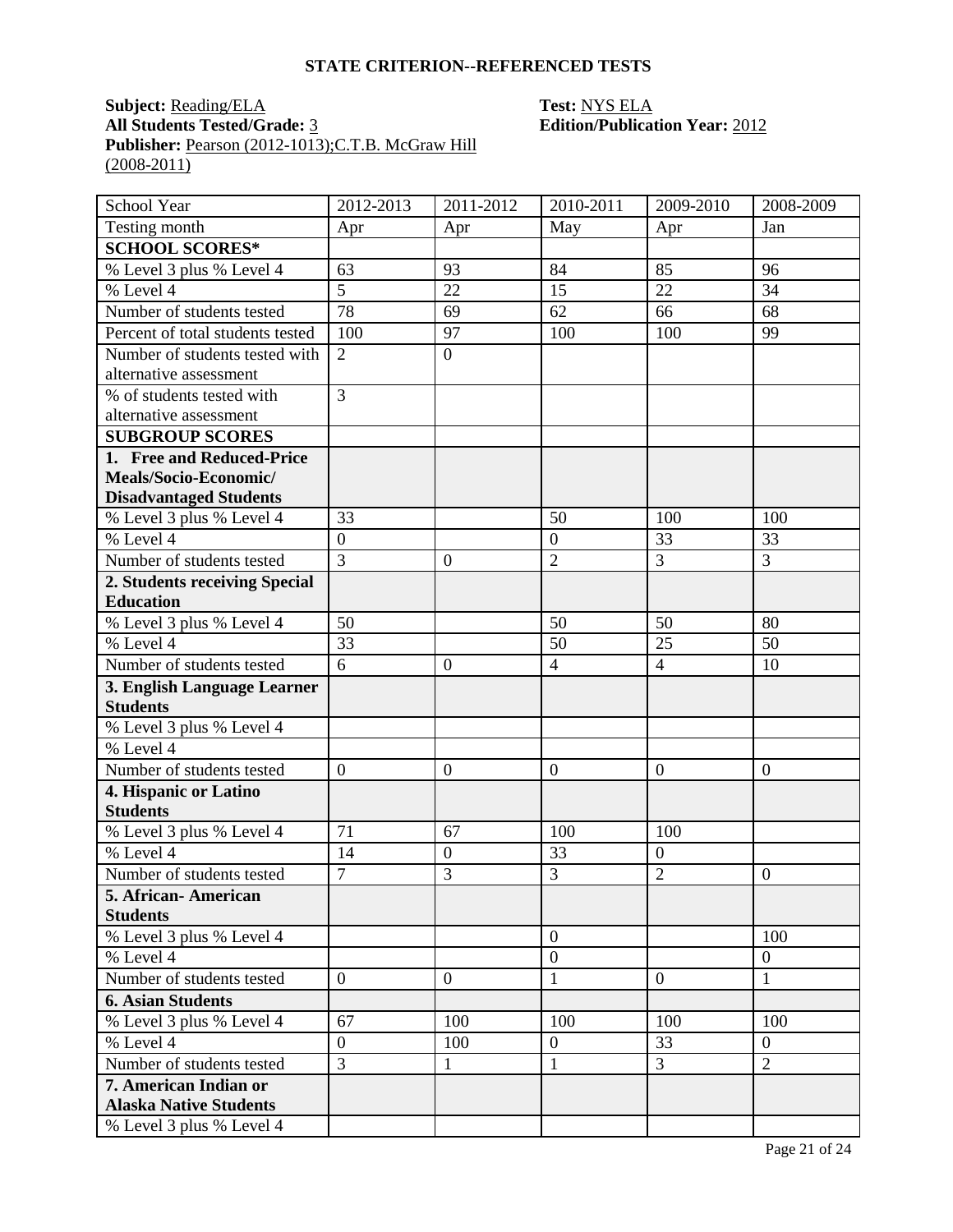## STATE CRITERION--REFERENCED TESTS

**Subject:** Reading/ELA
**Test:** NYS ELA
**All Students Tested/Grade:** 3
**Edition/Publication Year:** 2012
**Publisher:** Pearson (2012-1013);C.T.B. McGraw Hill (2008-2011)

| School Year | 2012-2013 | 2011-2012 | 2010-2011 | 2009-2010 | 2008-2009 |
|---|---|---|---|---|---|
| Testing month | Apr | Apr | May | Apr | Jan |
| **SCHOOL SCORES*** | | | | | |
| % Level 3 plus % Level 4 | 63 | 93 | 84 | 85 | 96 |
| % Level 4 | 5 | 22 | 15 | 22 | 34 |
| Number of students tested | 78 | 69 | 62 | 66 | 68 |
| Percent of total students tested | 100 | 97 | 100 | 100 | 99 |
| Number of students tested with alternative assessment | 2 | 0 | | | |
| % of students tested with alternative assessment | 3 | | | | |
| **SUBGROUP SCORES** | | | | | |
| **1. Free and Reduced-Price Meals/Socio-Economic/ Disadvantaged Students** | | | | | |
| % Level 3 plus % Level 4 | 33 | | 50 | 100 | 100 |
| % Level 4 | 0 | | 0 | 33 | 33 |
| Number of students tested | 3 | 0 | 2 | 3 | 3 |
| **2. Students receiving Special Education** | | | | | |
| % Level 3 plus % Level 4 | 50 | | 50 | 50 | 80 |
| % Level 4 | 33 | | 50 | 25 | 50 |
| Number of students tested | 6 | 0 | 4 | 4 | 10 |
| **3. English Language Learner Students** | | | | | |
| % Level 3 plus % Level 4 | | | | | |
| % Level 4 | | | | | |
| Number of students tested | 0 | 0 | 0 | 0 | 0 |
| **4. Hispanic or Latino Students** | | | | | |
| % Level 3 plus % Level 4 | 71 | 67 | 100 | 100 | |
| % Level 4 | 14 | 0 | 33 | 0 | |
| Number of students tested | 7 | 3 | 3 | 2 | 0 |
| **5. African- American Students** | | | | | |
| % Level 3 plus % Level 4 | | | 0 | | 100 |
| % Level 4 | | | 0 | | 0 |
| Number of students tested | 0 | 0 | 1 | 0 | 1 |
| **6. Asian Students** | | | | | |
| % Level 3 plus % Level 4 | 67 | 100 | 100 | 100 | 100 |
| % Level 4 | 0 | 100 | 0 | 33 | 0 |
| Number of students tested | 3 | 1 | 1 | 3 | 2 |
| **7. American Indian or Alaska Native Students** | | | | | |
| % Level 3 plus % Level 4 | | | | | |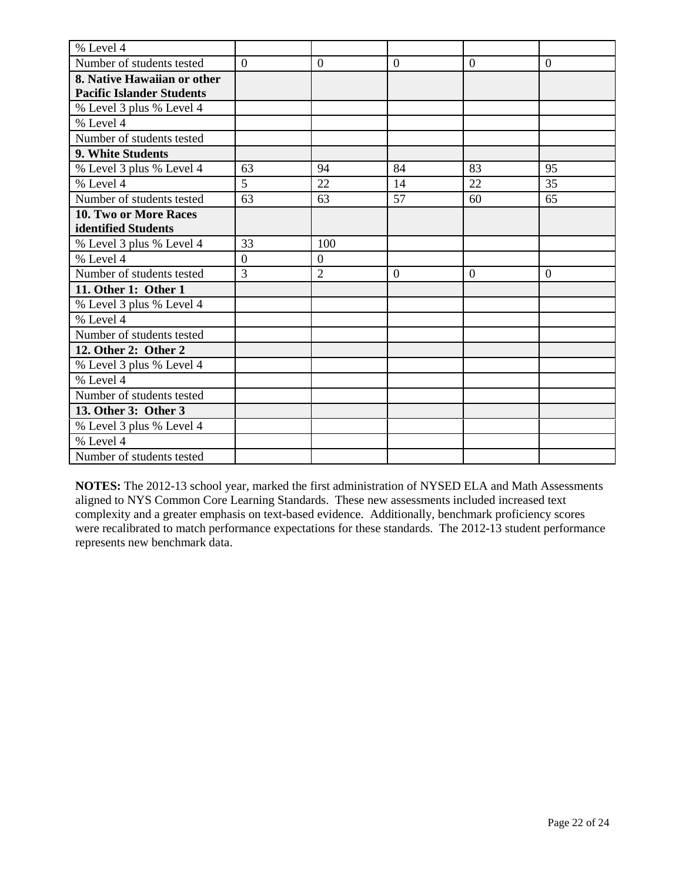| % Level 4 | | | | | |
|---|---|---|---|---|---|
| Number of students tested | 0 | 0 | 0 | 0 | 0 |
| **8. Native Hawaiian or other Pacific Islander Students** | | | | | |
| % Level 3 plus % Level 4 | | | | | |
| % Level 4 | | | | | |
| Number of students tested | | | | | |
| **9. White Students** | | | | | |
| % Level 3 plus % Level 4 | 63 | 94 | 84 | 83 | 95 |
| % Level 4 | 5 | 22 | 14 | 22 | 35 |
| Number of students tested | 63 | 63 | 57 | 60 | 65 |
| **10. Two or More Races identified Students** | | | | | |
| % Level 3 plus % Level 4 | 33 | 100 | | | |
| % Level 4 | 0 | 0 | | | |
| Number of students tested | 3 | 2 | 0 | 0 | 0 |
| **11. Other 1: Other 1** | | | | | |
| % Level 3 plus % Level 4 | | | | | |
| % Level 4 | | | | | |
| Number of students tested | | | | | |
| **12. Other 2: Other 2** | | | | | |
| % Level 3 plus % Level 4 | | | | | |
| % Level 4 | | | | | |
| Number of students tested | | | | | |
| **13. Other 3: Other 3** | | | | | |
| % Level 3 plus % Level 4 | | | | | |
| % Level 4 | | | | | |
| Number of students tested | | | | | |

**NOTES:** The 2012-13 school year, marked the first administration of NYSED ELA and Math Assessments aligned to NYS Common Core Learning Standards. These new assessments included increased text complexity and a greater emphasis on text-based evidence. Additionally, benchmark proficiency scores were recalibrated to match performance expectations for these standards. The 2012-13 student performance represents new benchmark data.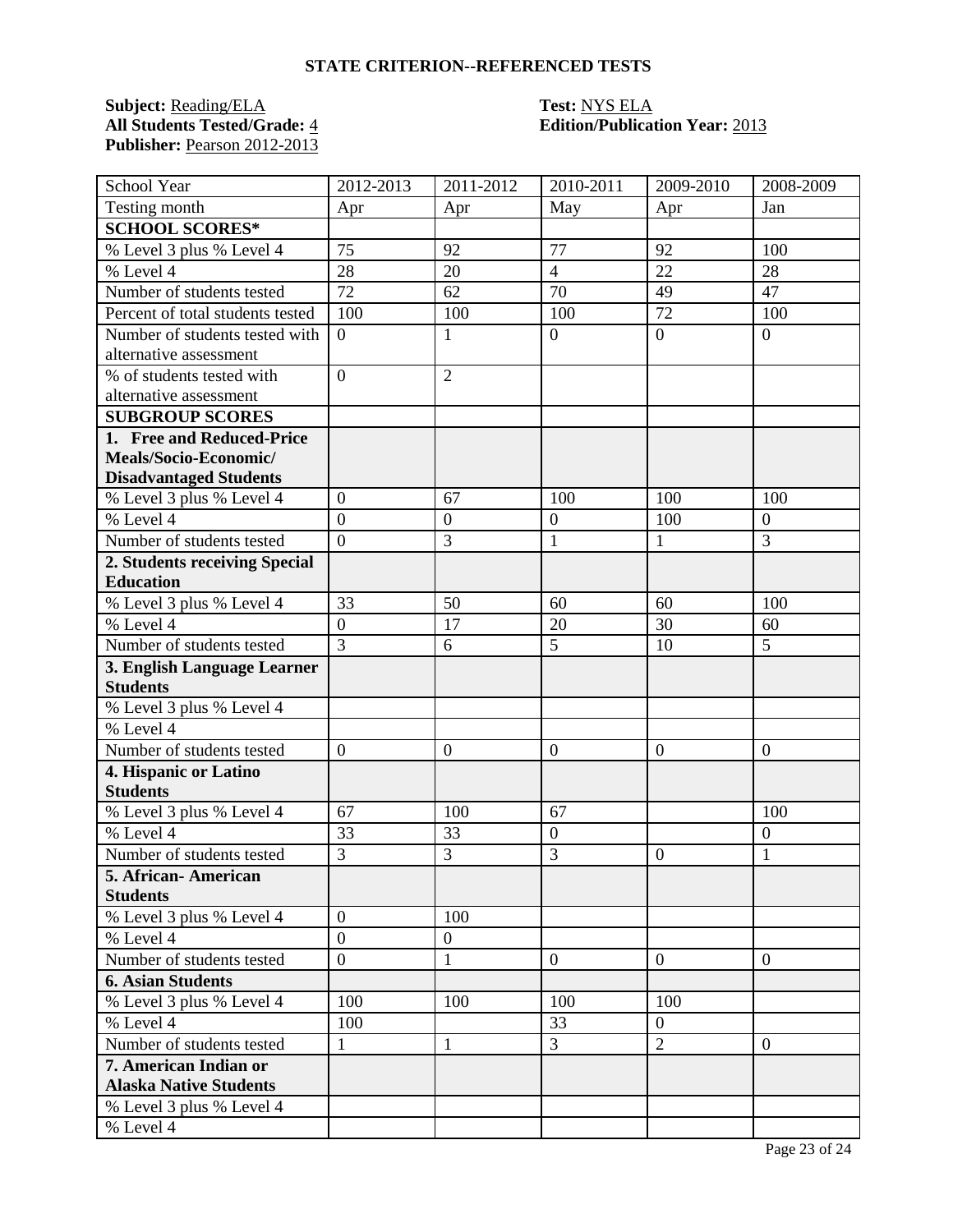## STATE CRITERION--REFERENCED TESTS

**Subject:** Reading/ELA
**All Students Tested/Grade:** 4
**Publisher:** Pearson 2012-2013

**Test:** NYS ELA
**Edition/Publication Year:** 2013

| School Year | 2012-2013 | 2011-2012 | 2010-2011 | 2009-2010 | 2008-2009 |
|---|---|---|---|---|---|
| Testing month | Apr | Apr | May | Apr | Jan |
| **SCHOOL SCORES*** | | | | | |
| % Level 3 plus % Level 4 | 75 | 92 | 77 | 92 | 100 |
| % Level 4 | 28 | 20 | 4 | 22 | 28 |
| Number of students tested | 72 | 62 | 70 | 49 | 47 |
| Percent of total students tested | 100 | 100 | 100 | 72 | 100 |
| Number of students tested with alternative assessment | 0 | 1 | 0 | 0 | 0 |
| % of students tested with alternative assessment | 0 | 2 | | | |
| **SUBGROUP SCORES** | | | | | |
| **1. Free and Reduced-Price Meals/Socio-Economic/ Disadvantaged Students** | | | | | |
| % Level 3 plus % Level 4 | 0 | 67 | 100 | 100 | 100 |
| % Level 4 | 0 | 0 | 0 | 100 | 0 |
| Number of students tested | 0 | 3 | 1 | 1 | 3 |
| **2. Students receiving Special Education** | | | | | |
| % Level 3 plus % Level 4 | 33 | 50 | 60 | 60 | 100 |
| % Level 4 | 0 | 17 | 20 | 30 | 60 |
| Number of students tested | 3 | 6 | 5 | 10 | 5 |
| **3. English Language Learner Students** | | | | | |
| % Level 3 plus % Level 4 | | | | | |
| % Level 4 | | | | | |
| Number of students tested | 0 | 0 | 0 | 0 | 0 |
| **4. Hispanic or Latino Students** | | | | | |
| % Level 3 plus % Level 4 | 67 | 100 | 67 | | 100 |
| % Level 4 | 33 | 33 | 0 | | 0 |
| Number of students tested | 3 | 3 | 3 | 0 | 1 |
| **5. African- American Students** | | | | | |
| % Level 3 plus % Level 4 | 0 | 100 | | | |
| % Level 4 | 0 | 0 | | | |
| Number of students tested | 0 | 1 | 0 | 0 | 0 |
| **6. Asian Students** | | | | | |
| % Level 3 plus % Level 4 | 100 | 100 | 100 | 100 | |
| % Level 4 | 100 | | 33 | 0 | |
| Number of students tested | 1 | 1 | 3 | 2 | 0 |
| **7. American Indian or Alaska Native Students** | | | | | |
| % Level 3 plus % Level 4 | | | | | |
| % Level 4 | | | | | |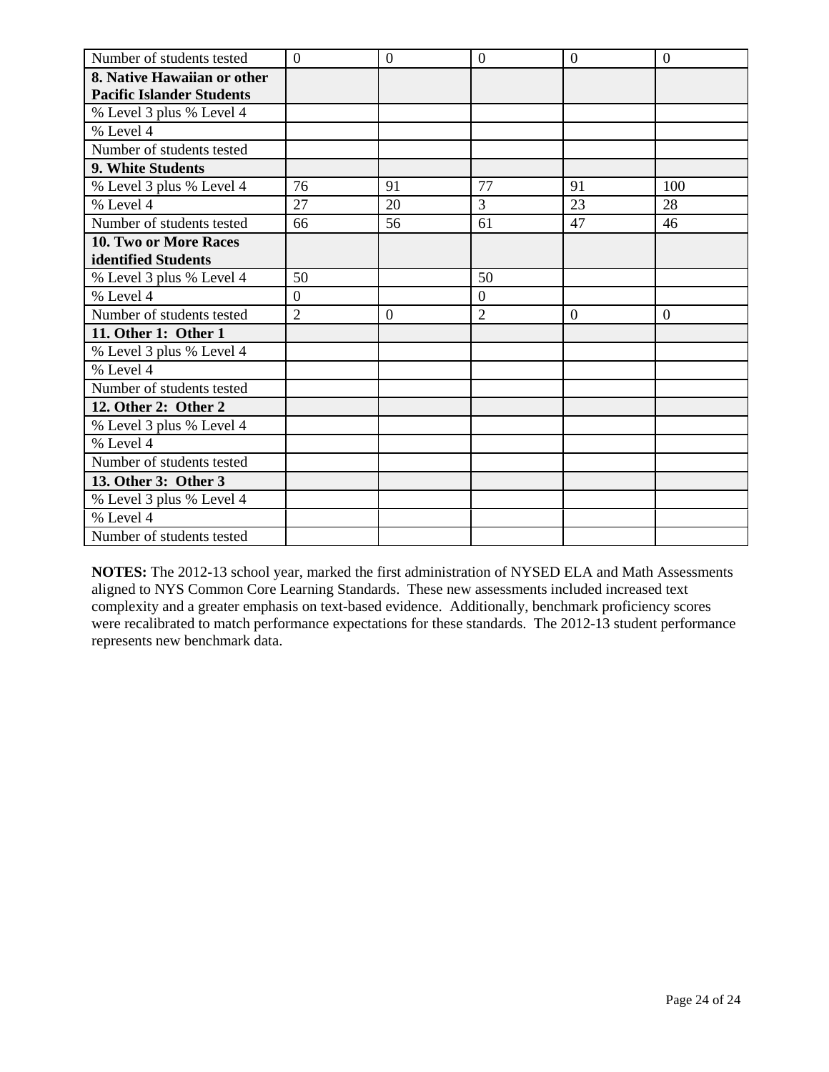| | | | | | |
|---|---|---|---|---|---|
| Number of students tested | 0 | 0 | 0 | 0 | 0 |
| **8. Native Hawaiian or other Pacific Islander Students** | | | | | |
| % Level 3 plus % Level 4 | | | | | |
| % Level 4 | | | | | |
| Number of students tested | | | | | |
| **9. White Students** | | | | | |
| % Level 3 plus % Level 4 | 76 | 91 | 77 | 91 | 100 |
| % Level 4 | 27 | 20 | 3 | 23 | 28 |
| Number of students tested | 66 | 56 | 61 | 47 | 46 |
| **10. Two or More Races identified Students** | | | | | |
| % Level 3 plus % Level 4 | 50 | | 50 | | |
| % Level 4 | 0 | | 0 | | |
| Number of students tested | 2 | 0 | 2 | 0 | 0 |
| **11. Other 1: Other 1** | | | | | |
| % Level 3 plus % Level 4 | | | | | |
| % Level 4 | | | | | |
| Number of students tested | | | | | |
| **12. Other 2: Other 2** | | | | | |
| % Level 3 plus % Level 4 | | | | | |
| % Level 4 | | | | | |
| Number of students tested | | | | | |
| **13. Other 3: Other 3** | | | | | |
| % Level 3 plus % Level 4 | | | | | |
| % Level 4 | | | | | |
| Number of students tested | | | | | |

**NOTES:** The 2012-13 school year, marked the first administration of NYSED ELA and Math Assessments aligned to NYS Common Core Learning Standards. These new assessments included increased text complexity and a greater emphasis on text-based evidence. Additionally, benchmark proficiency scores were recalibrated to match performance expectations for these standards. The 2012-13 student performance represents new benchmark data.